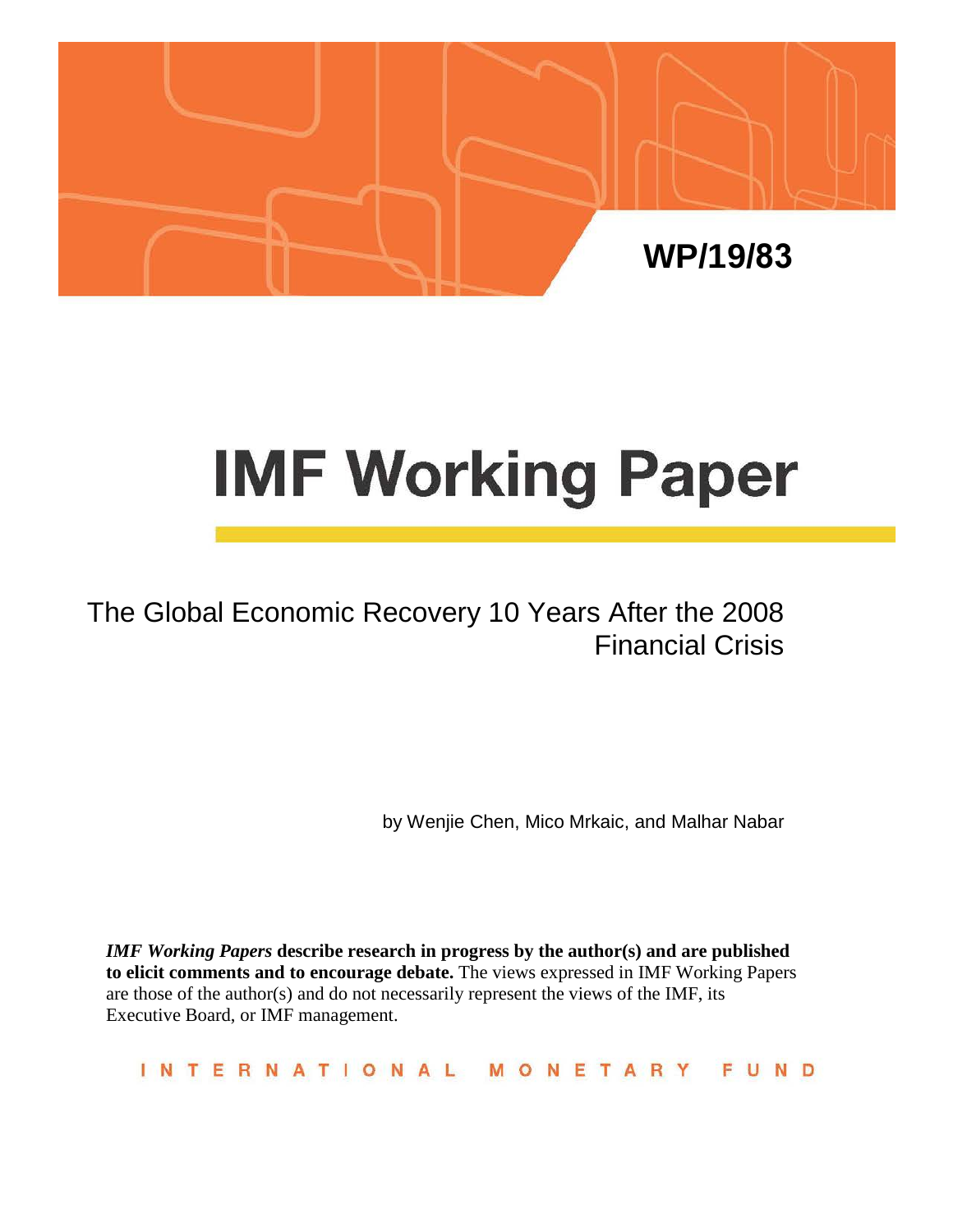WP/19/83

# IMF Working Paper

## The Global Economic Recovery 10 Years After the 2008 Financial Crisis

by Wenjie Chen, Mico Mrkaic, and Malhar Nabar

***IMF Working Papers* describe research in progress by the author(s) and are published to elicit comments and to encourage debate.** The views expressed in IMF Working Papers are those of the author(s) and do not necessarily represent the views of the IMF, its Executive Board, or IMF management.

INTERNATIONAL MONETARY FUND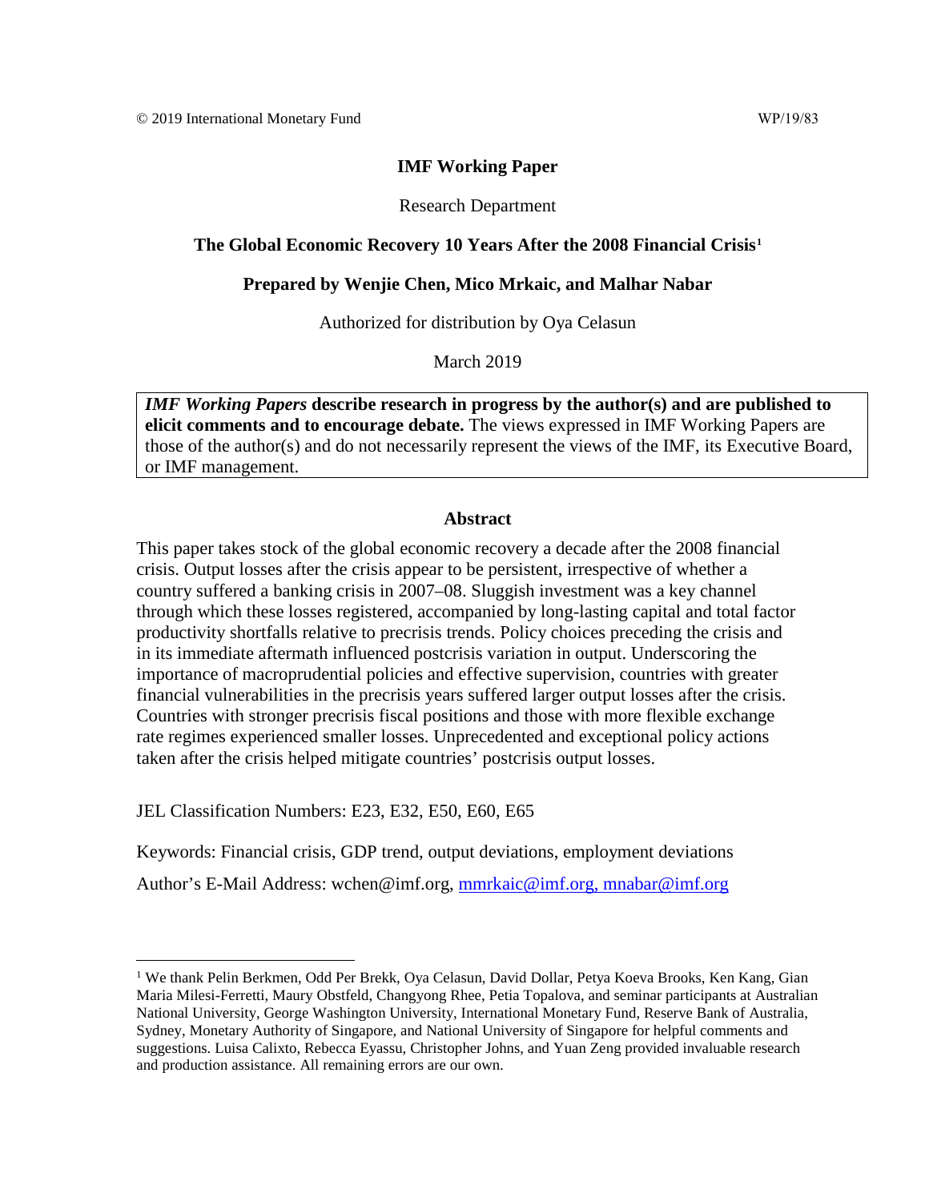© 2019 International Monetary Fund WP/19/83

**IMF Working Paper**

Research Department

**The Global Economic Recovery 10 Years After the 2008 Financial Crisis**[1]

**Prepared by Wenjie Chen, Mico Mrkaic, and Malhar Nabar**

Authorized for distribution by Oya Celasun

March 2019

*IMF Working Papers* **describe research in progress by the author(s) and are published to elicit comments and to encourage debate.** The views expressed in IMF Working Papers are those of the author(s) and do not necessarily represent the views of the IMF, its Executive Board, or IMF management.

**Abstract**

This paper takes stock of the global economic recovery a decade after the 2008 financial crisis. Output losses after the crisis appear to be persistent, irrespective of whether a country suffered a banking crisis in 2007–08. Sluggish investment was a key channel through which these losses registered, accompanied by long-lasting capital and total factor productivity shortfalls relative to precrisis trends. Policy choices preceding the crisis and in its immediate aftermath influenced postcrisis variation in output. Underscoring the importance of macroprudential policies and effective supervision, countries with greater financial vulnerabilities in the precrisis years suffered larger output losses after the crisis. Countries with stronger precrisis fiscal positions and those with more flexible exchange rate regimes experienced smaller losses. Unprecedented and exceptional policy actions taken after the crisis helped mitigate countries' postcrisis output losses.

JEL Classification Numbers: E23, E32, E50, E60, E65

Keywords: Financial crisis, GDP trend, output deviations, employment deviations

Author's E-Mail Address: wchen@imf.org, mmrkaic@imf.org, mnabar@imf.org

[1] We thank Pelin Berkmen, Odd Per Brekk, Oya Celasun, David Dollar, Petya Koeva Brooks, Ken Kang, Gian Maria Milesi-Ferretti, Maury Obstfeld, Changyong Rhee, Petia Topalova, and seminar participants at Australian National University, George Washington University, International Monetary Fund, Reserve Bank of Australia, Sydney, Monetary Authority of Singapore, and National University of Singapore for helpful comments and suggestions. Luisa Calixto, Rebecca Eyassu, Christopher Johns, and Yuan Zeng provided invaluable research and production assistance. All remaining errors are our own.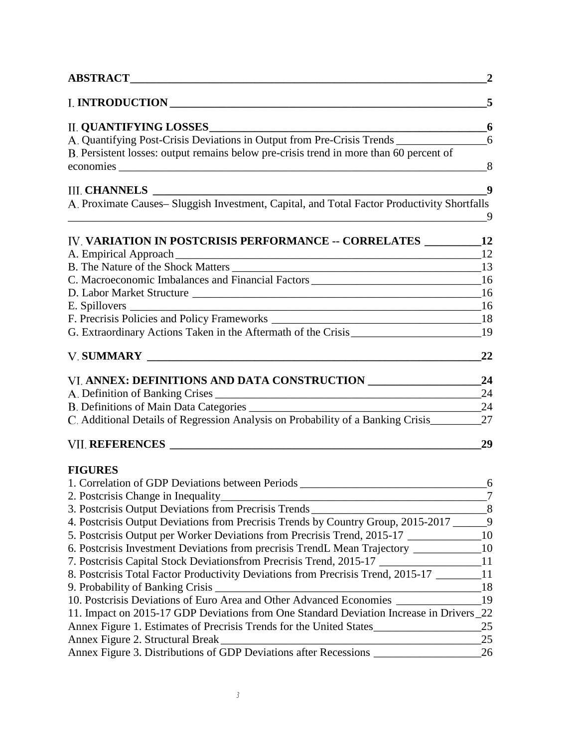**ABSTRACT** 2

I. **INTRODUCTION** 5

II. **QUANTIFYING LOSSES** 6
A. Quantifying Post-Crisis Deviations in Output from Pre-Crisis Trends 6
B. Persistent losses: output remains below pre-crisis trend in more than 60 percent of economies 8

III. **CHANNELS** 9
A. Proximate Causes– Sluggish Investment, Capital, and Total Factor Productivity Shortfalls 9

IV. **VARIATION IN POSTCRISIS PERFORMANCE -- CORRELATES** 12
A. Empirical Approach 12
B. The Nature of the Shock Matters 13
C. Macroeconomic Imbalances and Financial Factors 16
D. Labor Market Structure 16
E. Spillovers 16
F. Precrisis Policies and Policy Frameworks 18
G. Extraordinary Actions Taken in the Aftermath of the Crisis 19

V. **SUMMARY** 22

VI. **ANNEX: DEFINITIONS AND DATA CONSTRUCTION** 24
A. Definition of Banking Crises 24
B. Definitions of Main Data Categories 24
C. Additional Details of Regression Analysis on Probability of a Banking Crisis 27

VII. **REFERENCES** 29

**FIGURES**
1. Correlation of GDP Deviations between Periods 6
2. Postcrisis Change in Inequality 7
3. Postcrisis Output Deviations from Precrisis Trends 8
4. Postcrisis Output Deviations from Precrisis Trends by Country Group, 2015-2017 9
5. Postcrisis Output per Worker Deviations from Precrisis Trend, 2015-17 10
6. Postcrisis Investment Deviations from precrisis TrendL Mean Trajectory 10
7. Postcrisis Capital Stock Deviationsfrom Precrisis Trend, 2015-17 11
8. Postcrisis Total Factor Productivity Deviations from Precrisis Trend, 2015-17 11
9. Probability of Banking Crisis 18
10. Postcrisis Deviations of Euro Area and Other Advanced Economies 19
11. Impact on 2015-17 GDP Deviations from One Standard Deviation Increase in Drivers 22
Annex Figure 1. Estimates of Precrisis Trends for the United States 25
Annex Figure 2. Structural Break 25
Annex Figure 3. Distributions of GDP Deviations after Recessions 26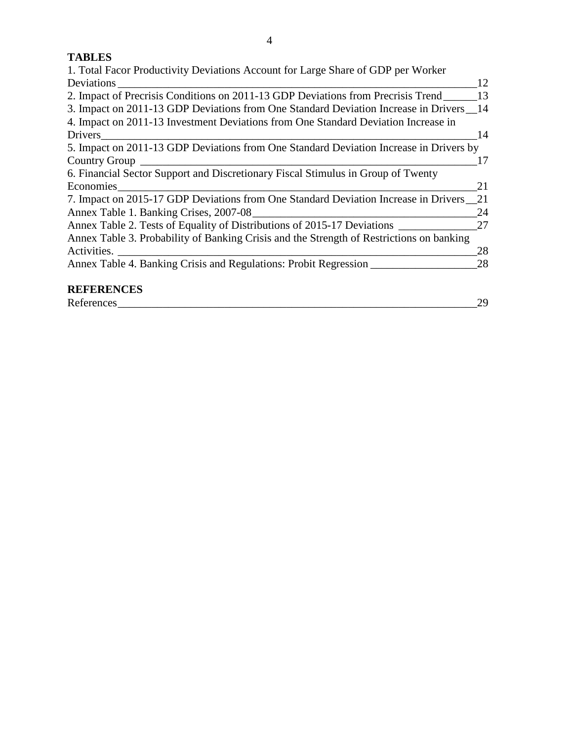**TABLES**

1. Total Facor Productivity Deviations Account for Large Share of GDP per Worker Deviations ____ 12
2. Impact of Precrisis Conditions on 2011-13 GDP Deviations from Precrisis Trend ____ 13
3. Impact on 2011-13 GDP Deviations from One Standard Deviation Increase in Drivers ____ 14
4. Impact on 2011-13 Investment Deviations from One Standard Deviation Increase in Drivers ____ 14
5. Impact on 2011-13 GDP Deviations from One Standard Deviation Increase in Drivers by Country Group ____ 17
6. Financial Sector Support and Discretionary Fiscal Stimulus in Group of Twenty Economies ____ 21
7. Impact on 2015-17 GDP Deviations from One Standard Deviation Increase in Drivers ____ 21

Annex Table 1. Banking Crises, 2007-08 ____ 24
Annex Table 2. Tests of Equality of Distributions of 2015-17 Deviations ____ 27
Annex Table 3. Probability of Banking Crisis and the Strength of Restrictions on banking Activities. ____ 28
Annex Table 4. Banking Crisis and Regulations: Probit Regression ____ 28

**REFERENCES**

References ____ 29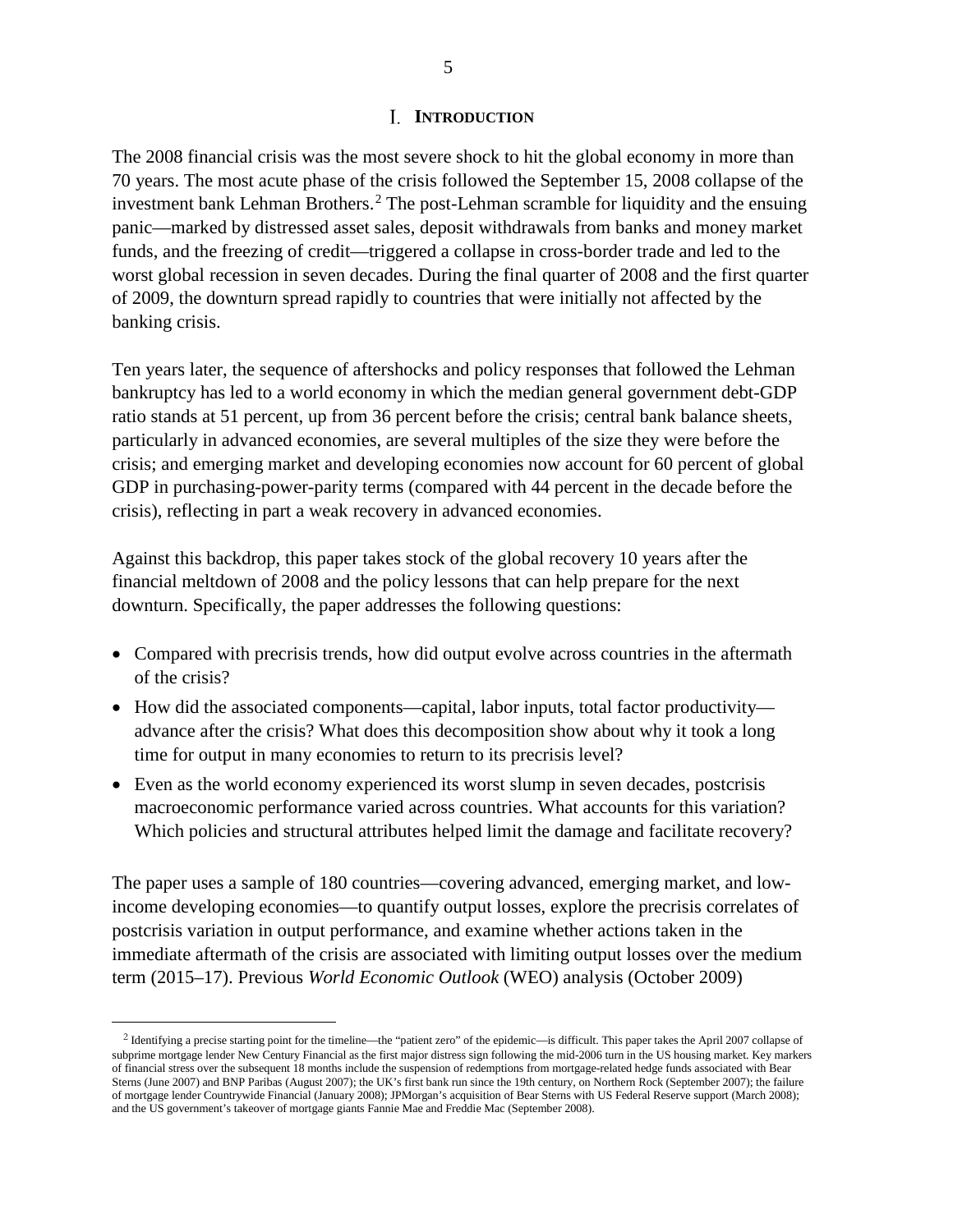# I. INTRODUCTION

The 2008 financial crisis was the most severe shock to hit the global economy in more than 70 years. The most acute phase of the crisis followed the September 15, 2008 collapse of the investment bank Lehman Brothers.[2] The post-Lehman scramble for liquidity and the ensuing panic—marked by distressed asset sales, deposit withdrawals from banks and money market funds, and the freezing of credit—triggered a collapse in cross-border trade and led to the worst global recession in seven decades. During the final quarter of 2008 and the first quarter of 2009, the downturn spread rapidly to countries that were initially not affected by the banking crisis.

Ten years later, the sequence of aftershocks and policy responses that followed the Lehman bankruptcy has led to a world economy in which the median general government debt-GDP ratio stands at 51 percent, up from 36 percent before the crisis; central bank balance sheets, particularly in advanced economies, are several multiples of the size they were before the crisis; and emerging market and developing economies now account for 60 percent of global GDP in purchasing-power-parity terms (compared with 44 percent in the decade before the crisis), reflecting in part a weak recovery in advanced economies.

Against this backdrop, this paper takes stock of the global recovery 10 years after the financial meltdown of 2008 and the policy lessons that can help prepare for the next downturn. Specifically, the paper addresses the following questions:

- Compared with precrisis trends, how did output evolve across countries in the aftermath of the crisis?
- How did the associated components—capital, labor inputs, total factor productivity—advance after the crisis? What does this decomposition show about why it took a long time for output in many economies to return to its precrisis level?
- Even as the world economy experienced its worst slump in seven decades, postcrisis macroeconomic performance varied across countries. What accounts for this variation? Which policies and structural attributes helped limit the damage and facilitate recovery?

The paper uses a sample of 180 countries—covering advanced, emerging market, and low-income developing economies—to quantify output losses, explore the precrisis correlates of postcrisis variation in output performance, and examine whether actions taken in the immediate aftermath of the crisis are associated with limiting output losses over the medium term (2015–17). Previous *World Economic Outlook* (WEO) analysis (October 2009)

---

[2] Identifying a precise starting point for the timeline—the "patient zero" of the epidemic—is difficult. This paper takes the April 2007 collapse of subprime mortgage lender New Century Financial as the first major distress sign following the mid-2006 turn in the US housing market. Key markers of financial stress over the subsequent 18 months include the suspension of redemptions from mortgage-related hedge funds associated with Bear Sterns (June 2007) and BNP Paribas (August 2007); the UK's first bank run since the 19th century, on Northern Rock (September 2007); the failure of mortgage lender Countrywide Financial (January 2008); JPMorgan's acquisition of Bear Sterns with US Federal Reserve support (March 2008); and the US government's takeover of mortgage giants Fannie Mae and Freddie Mac (September 2008).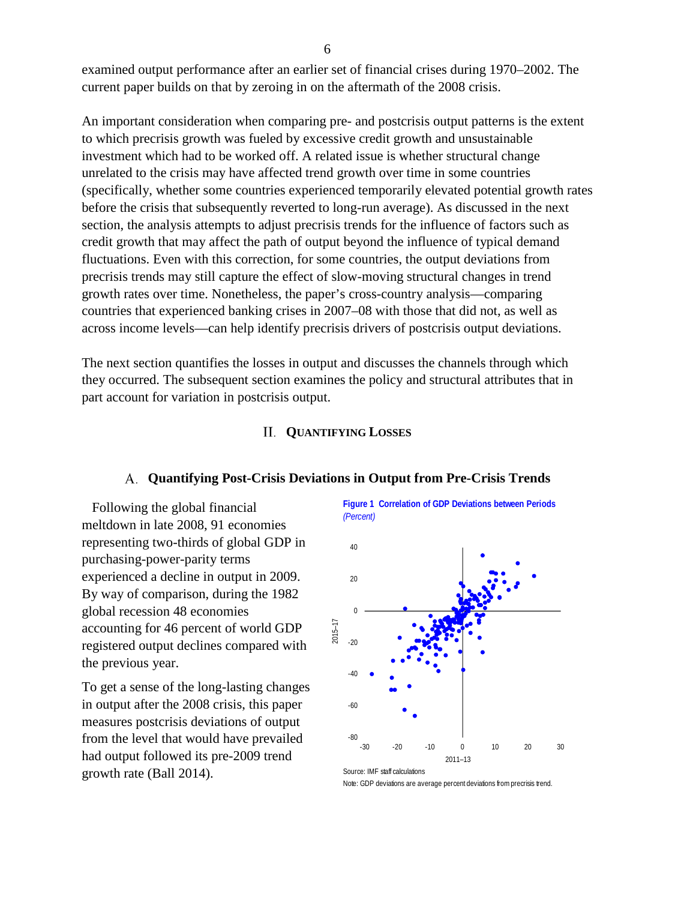examined output performance after an earlier set of financial crises during 1970–2002. The current paper builds on that by zeroing in on the aftermath of the 2008 crisis.

An important consideration when comparing pre- and postcrisis output patterns is the extent to which precrisis growth was fueled by excessive credit growth and unsustainable investment which had to be worked off. A related issue is whether structural change unrelated to the crisis may have affected trend growth over time in some countries (specifically, whether some countries experienced temporarily elevated potential growth rates before the crisis that subsequently reverted to long-run average). As discussed in the next section, the analysis attempts to adjust precrisis trends for the influence of factors such as credit growth that may affect the path of output beyond the influence of typical demand fluctuations. Even with this correction, for some countries, the output deviations from precrisis trends may still capture the effect of slow-moving structural changes in trend growth rates over time. Nonetheless, the paper's cross-country analysis—comparing countries that experienced banking crises in 2007–08 with those that did not, as well as across income levels—can help identify precrisis drivers of postcrisis output deviations.

The next section quantifies the losses in output and discusses the channels through which they occurred. The subsequent section examines the policy and structural attributes that in part account for variation in postcrisis output.

# II. Quantifying Losses

## A. Quantifying Post-Crisis Deviations in Output from Pre-Crisis Trends

Following the global financial meltdown in late 2008, 91 economies representing two-thirds of global GDP in purchasing-power-parity terms experienced a decline in output in 2009. By way of comparison, during the 1982 global recession 48 economies accounting for 46 percent of world GDP registered output declines compared with the previous year.

To get a sense of the long-lasting changes in output after the 2008 crisis, this paper measures postcrisis deviations of output from the level that would have prevailed had output followed its pre-2009 trend growth rate (Ball 2014).

**Figure 1 Correlation of GDP Deviations between Periods**
*(Percent)*

Source: IMF staff calculations

Note: GDP deviations are average percent deviations from precrisis trend.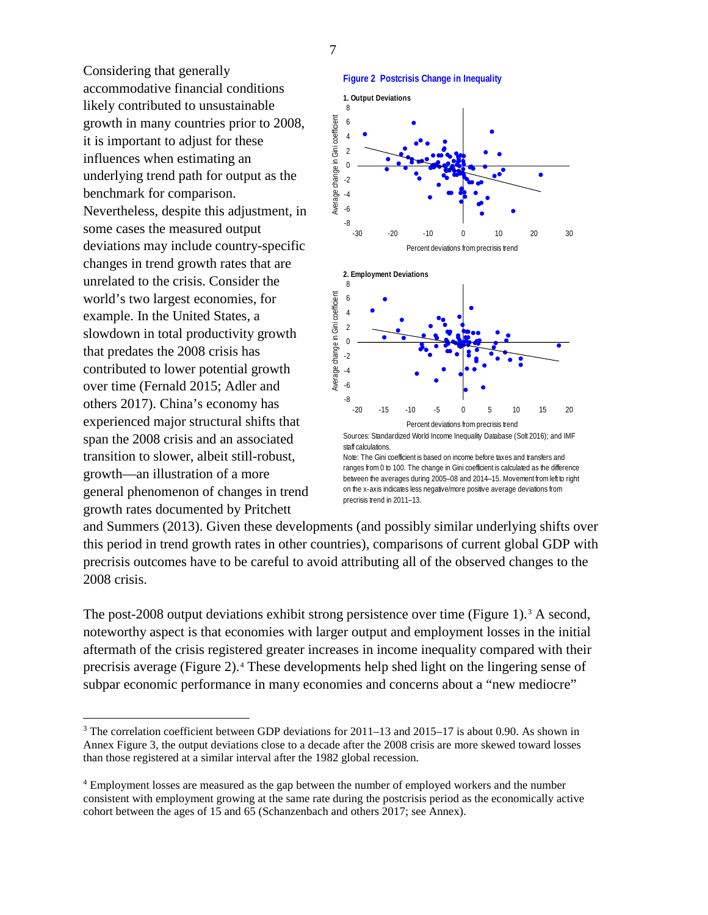Considering that generally accommodative financial conditions likely contributed to unsustainable growth in many countries prior to 2008, it is important to adjust for these influences when estimating an underlying trend path for output as the benchmark for comparison. Nevertheless, despite this adjustment, in some cases the measured output deviations may include country-specific changes in trend growth rates that are unrelated to the crisis. Consider the world's two largest economies, for example. In the United States, a slowdown in total productivity growth that predates the 2008 crisis has contributed to lower potential growth over time (Fernald 2015; Adler and others 2017). China's economy has experienced major structural shifts that span the 2008 crisis and an associated transition to slower, albeit still-robust, growth—an illustration of a more general phenomenon of changes in trend growth rates documented by Pritchett and Summers (2013). Given these developments (and possibly similar underlying shifts over this period in trend growth rates in other countries), comparisons of current global GDP with precrisis outcomes have to be careful to avoid attributing all of the observed changes to the 2008 crisis.

**Figure 2 Postcrisis Change in Inequality**

**1. Output Deviations**

**2. Employment Deviations**

Sources: Standardized World Income Inequality Database (Solt 2016); and IMF staff calculations.

Note: The Gini coefficient is based on income before taxes and transfers and ranges from 0 to 100. The change in Gini coefficient is calculated as the difference between the averages during 2005–08 and 2014–15. Movement from left to right on the x-axis indicates less negative/more positive average deviations from precrisis trend in 2011–13.

The post-2008 output deviations exhibit strong persistence over time (Figure 1).[3] A second, noteworthy aspect is that economies with larger output and employment losses in the initial aftermath of the crisis registered greater increases in income inequality compared with their precrisis average (Figure 2).[4] These developments help shed light on the lingering sense of subpar economic performance in many economies and concerns about a "new mediocre"

---

[3] The correlation coefficient between GDP deviations for 2011–13 and 2015–17 is about 0.90. As shown in Annex Figure 3, the output deviations close to a decade after the 2008 crisis are more skewed toward losses than those registered at a similar interval after the 1982 global recession.

[4] Employment losses are measured as the gap between the number of employed workers and the number consistent with employment growing at the same rate during the postcrisis period as the economically active cohort between the ages of 15 and 65 (Schanzenbach and others 2017; see Annex).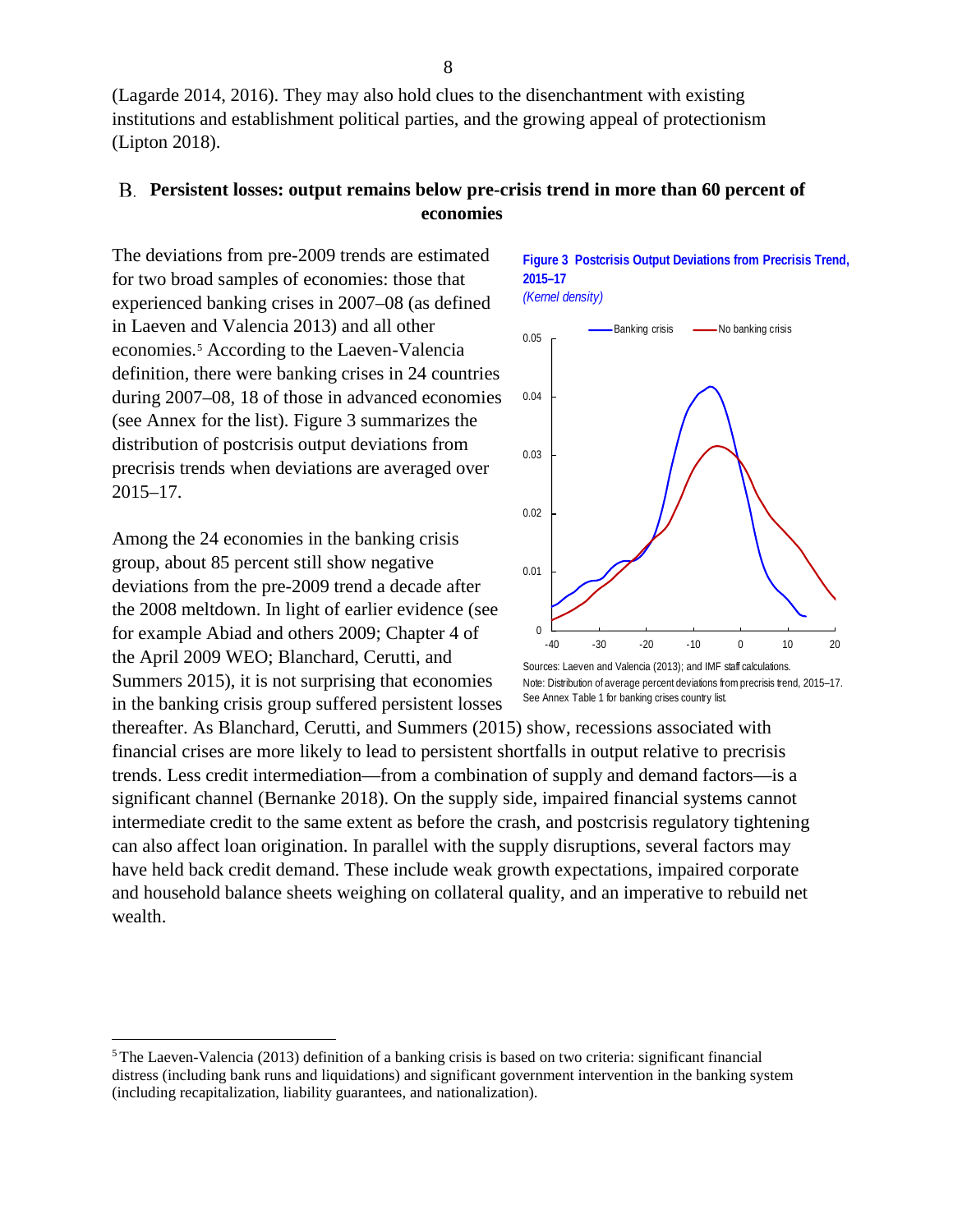(Lagarde 2014, 2016). They may also hold clues to the disenchantment with existing institutions and establishment political parties, and the growing appeal of protectionism (Lipton 2018).

## B. Persistent losses: output remains below pre-crisis trend in more than 60 percent of economies

The deviations from pre-2009 trends are estimated for two broad samples of economies: those that experienced banking crises in 2007–08 (as defined in Laeven and Valencia 2013) and all other economies.[5] According to the Laeven-Valencia definition, there were banking crises in 24 countries during 2007–08, 18 of those in advanced economies (see Annex for the list). Figure 3 summarizes the distribution of postcrisis output deviations from precrisis trends when deviations are averaged over 2015–17.

**Figure 3 Postcrisis Output Deviations from Precrisis Trend, 2015–17**
*(Kernel density)*

Sources: Laeven and Valencia (2013); and IMF staff calculations.
Note: Distribution of average percent deviations from precrisis trend, 2015–17. See Annex Table 1 for banking crises country list.

Among the 24 economies in the banking crisis group, about 85 percent still show negative deviations from the pre-2009 trend a decade after the 2008 meltdown. In light of earlier evidence (see for example Abiad and others 2009; Chapter 4 of the April 2009 WEO; Blanchard, Cerutti, and Summers 2015), it is not surprising that economies in the banking crisis group suffered persistent losses thereafter. As Blanchard, Cerutti, and Summers (2015) show, recessions associated with financial crises are more likely to lead to persistent shortfalls in output relative to precrisis trends. Less credit intermediation—from a combination of supply and demand factors—is a significant channel (Bernanke 2018). On the supply side, impaired financial systems cannot intermediate credit to the same extent as before the crash, and postcrisis regulatory tightening can also affect loan origination. In parallel with the supply disruptions, several factors may have held back credit demand. These include weak growth expectations, impaired corporate and household balance sheets weighing on collateral quality, and an imperative to rebuild net wealth.

---

[5] The Laeven-Valencia (2013) definition of a banking crisis is based on two criteria: significant financial distress (including bank runs and liquidations) and significant government intervention in the banking system (including recapitalization, liability guarantees, and nationalization).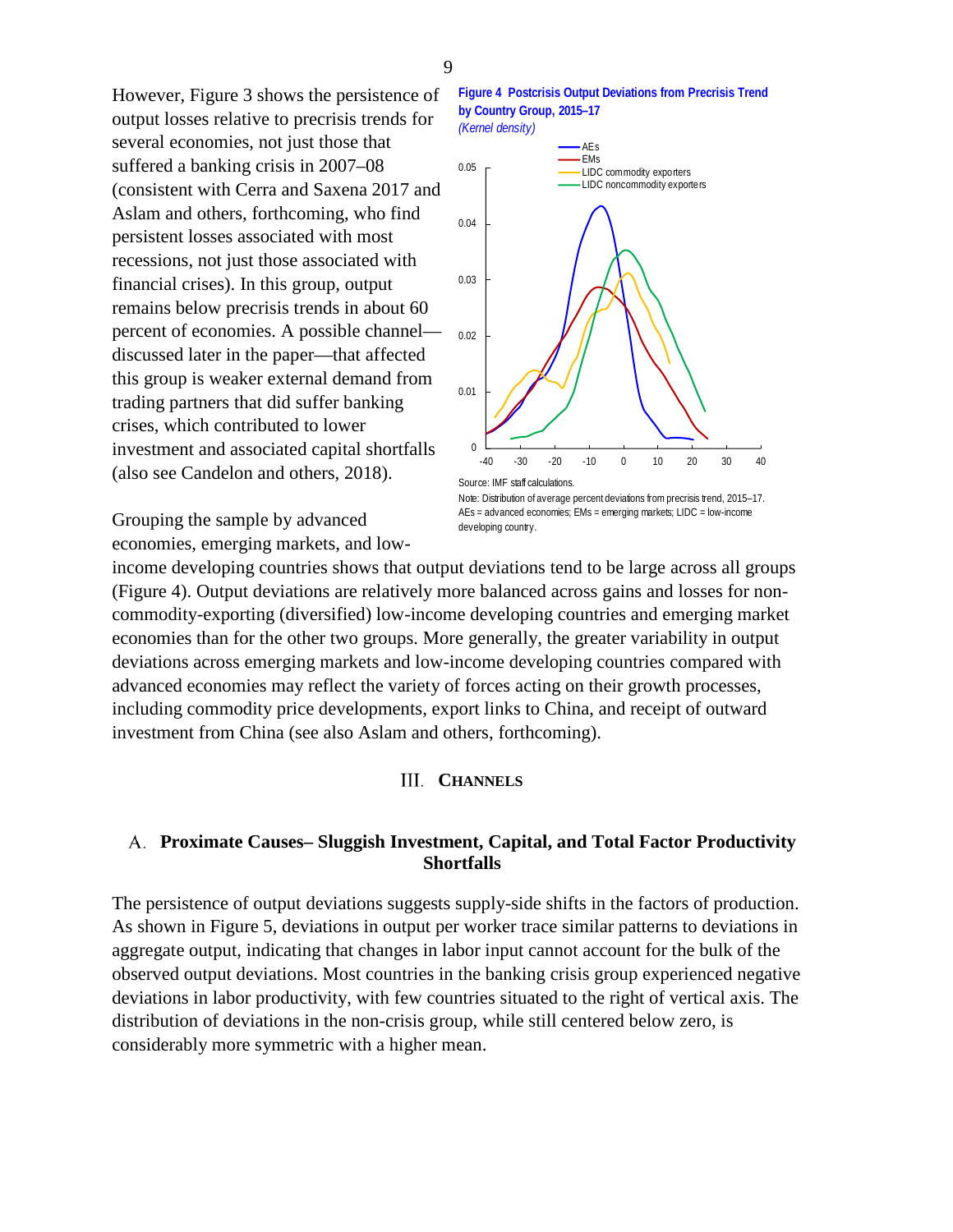However, Figure 3 shows the persistence of output losses relative to precrisis trends for several economies, not just those that suffered a banking crisis in 2007–08 (consistent with Cerra and Saxena 2017 and Aslam and others, forthcoming, who find persistent losses associated with most recessions, not just those associated with financial crises). In this group, output remains below precrisis trends in about 60 percent of economies. A possible channel—discussed later in the paper—that affected this group is weaker external demand from trading partners that did suffer banking crises, which contributed to lower investment and associated capital shortfalls (also see Candelon and others, 2018).

**Figure 4 Postcrisis Output Deviations from Precrisis Trend by Country Group, 2015–17**
*(Kernel density)*

Source: IMF staff calculations.
Note: Distribution of average percent deviations from precrisis trend, 2015–17. AEs = advanced economies; EMs = emerging markets; LIDC = low-income developing country.

Grouping the sample by advanced economies, emerging markets, and low-income developing countries shows that output deviations tend to be large across all groups (Figure 4). Output deviations are relatively more balanced across gains and losses for non-commodity-exporting (diversified) low-income developing countries and emerging market economies than for the other two groups. More generally, the greater variability in output deviations across emerging markets and low-income developing countries compared with advanced economies may reflect the variety of forces acting on their growth processes, including commodity price developments, export links to China, and receipt of outward investment from China (see also Aslam and others, forthcoming).

# III. CHANNELS

## A. Proximate Causes– Sluggish Investment, Capital, and Total Factor Productivity Shortfalls

The persistence of output deviations suggests supply-side shifts in the factors of production. As shown in Figure 5, deviations in output per worker trace similar patterns to deviations in aggregate output, indicating that changes in labor input cannot account for the bulk of the observed output deviations. Most countries in the banking crisis group experienced negative deviations in labor productivity, with few countries situated to the right of vertical axis. The distribution of deviations in the non-crisis group, while still centered below zero, is considerably more symmetric with a higher mean.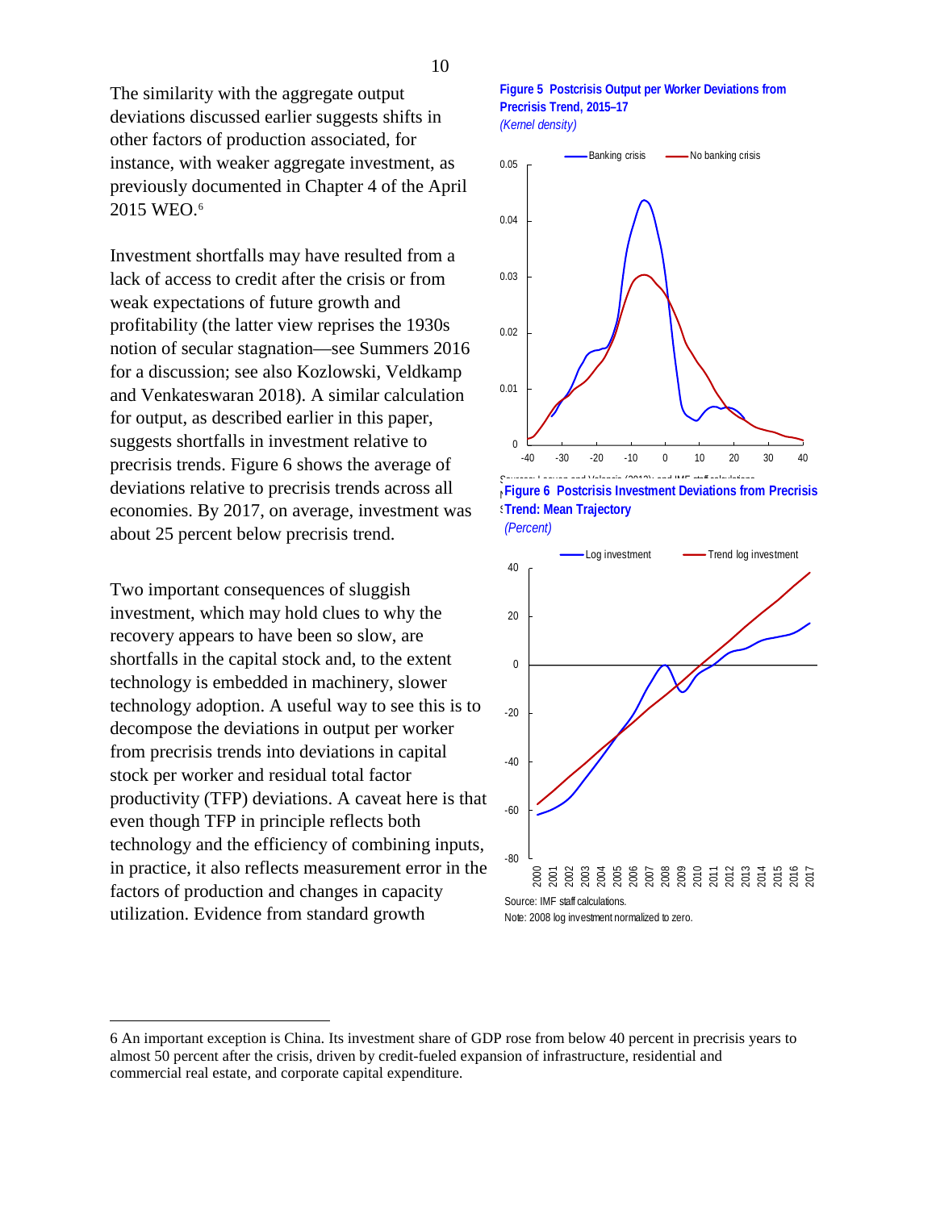The similarity with the aggregate output deviations discussed earlier suggests shifts in other factors of production associated, for instance, with weaker aggregate investment, as previously documented in Chapter 4 of the April 2015 WEO.[6]

Investment shortfalls may have resulted from a lack of access to credit after the crisis or from weak expectations of future growth and profitability (the latter view reprises the 1930s notion of secular stagnation—see Summers 2016 for a discussion; see also Kozlowski, Veldkamp and Venkateswaran 2018). A similar calculation for output, as described earlier in this paper, suggests shortfalls in investment relative to precrisis trends. Figure 6 shows the average of deviations relative to precrisis trends across all economies. By 2017, on average, investment was about 25 percent below precrisis trend.

Two important consequences of sluggish investment, which may hold clues to why the recovery appears to have been so slow, are shortfalls in the capital stock and, to the extent technology is embedded in machinery, slower technology adoption. A useful way to see this is to decompose the deviations in output per worker from precrisis trends into deviations in capital stock per worker and residual total factor productivity (TFP) deviations. A caveat here is that even though TFP in principle reflects both technology and the efficiency of combining inputs, in practice, it also reflects measurement error in the factors of production and changes in capacity utilization. Evidence from standard growth

**Figure 5 Postcrisis Output per Worker Deviations from Precrisis Trend, 2015–17**
*(Kernel density)*

Sources: Laeven and Valencia (2013); and IMF staff calculations.

**Figure 6 Postcrisis Investment Deviations from Precrisis Trend: Mean Trajectory**
*(Percent)*

Source: IMF staff calculations.
Note: 2008 log investment normalized to zero.

---

6 An important exception is China. Its investment share of GDP rose from below 40 percent in precrisis years to almost 50 percent after the crisis, driven by credit-fueled expansion of infrastructure, residential and commercial real estate, and corporate capital expenditure.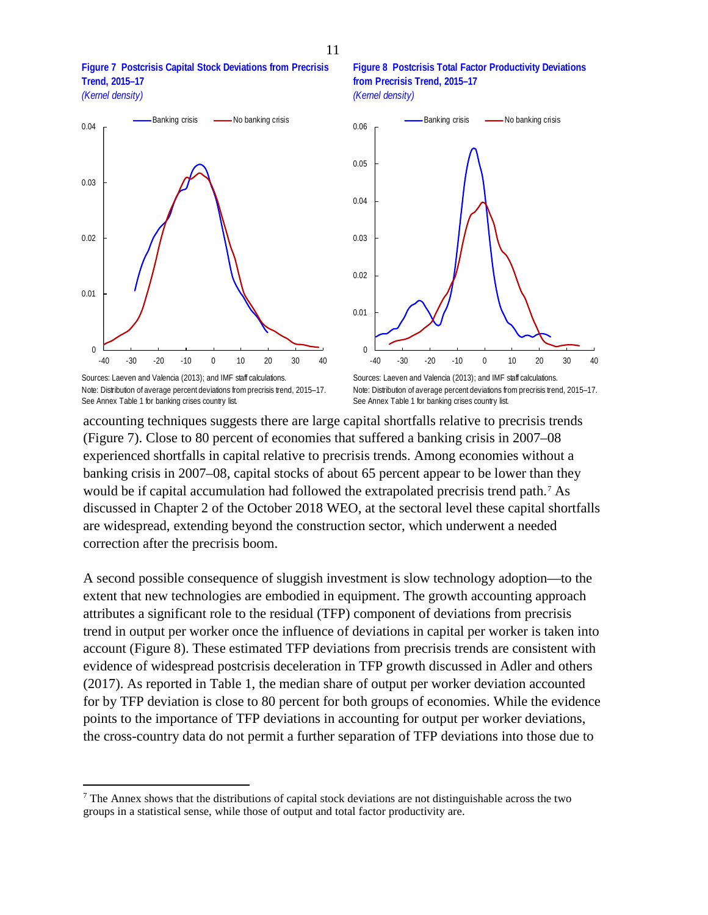**Figure 7 Postcrisis Capital Stock Deviations from Precrisis Trend, 2015–17**
*(Kernel density)*

Sources: Laeven and Valencia (2013); and IMF staff calculations.
Note: Distribution of average percent deviations from precrisis trend, 2015–17. See Annex Table 1 for banking crises country list.

**Figure 8 Postcrisis Total Factor Productivity Deviations from Precrisis Trend, 2015–17**
*(Kernel density)*

Sources: Laeven and Valencia (2013); and IMF staff calculations.
Note: Distribution of average percent deviations from precrisis trend, 2015–17. See Annex Table 1 for banking crises country list.

accounting techniques suggests there are large capital shortfalls relative to precrisis trends (Figure 7). Close to 80 percent of economies that suffered a banking crisis in 2007–08 experienced shortfalls in capital relative to precrisis trends. Among economies without a banking crisis in 2007–08, capital stocks of about 65 percent appear to be lower than they would be if capital accumulation had followed the extrapolated precrisis trend path.[7] As discussed in Chapter 2 of the October 2018 WEO, at the sectoral level these capital shortfalls are widespread, extending beyond the construction sector, which underwent a needed correction after the precrisis boom.

A second possible consequence of sluggish investment is slow technology adoption—to the extent that new technologies are embodied in equipment. The growth accounting approach attributes a significant role to the residual (TFP) component of deviations from precrisis trend in output per worker once the influence of deviations in capital per worker is taken into account (Figure 8). These estimated TFP deviations from precrisis trends are consistent with evidence of widespread postcrisis deceleration in TFP growth discussed in Adler and others (2017). As reported in Table 1, the median share of output per worker deviation accounted for by TFP deviation is close to 80 percent for both groups of economies. While the evidence points to the importance of TFP deviations in accounting for output per worker deviations, the cross-country data do not permit a further separation of TFP deviations into those due to

---

[7] The Annex shows that the distributions of capital stock deviations are not distinguishable across the two groups in a statistical sense, while those of output and total factor productivity are.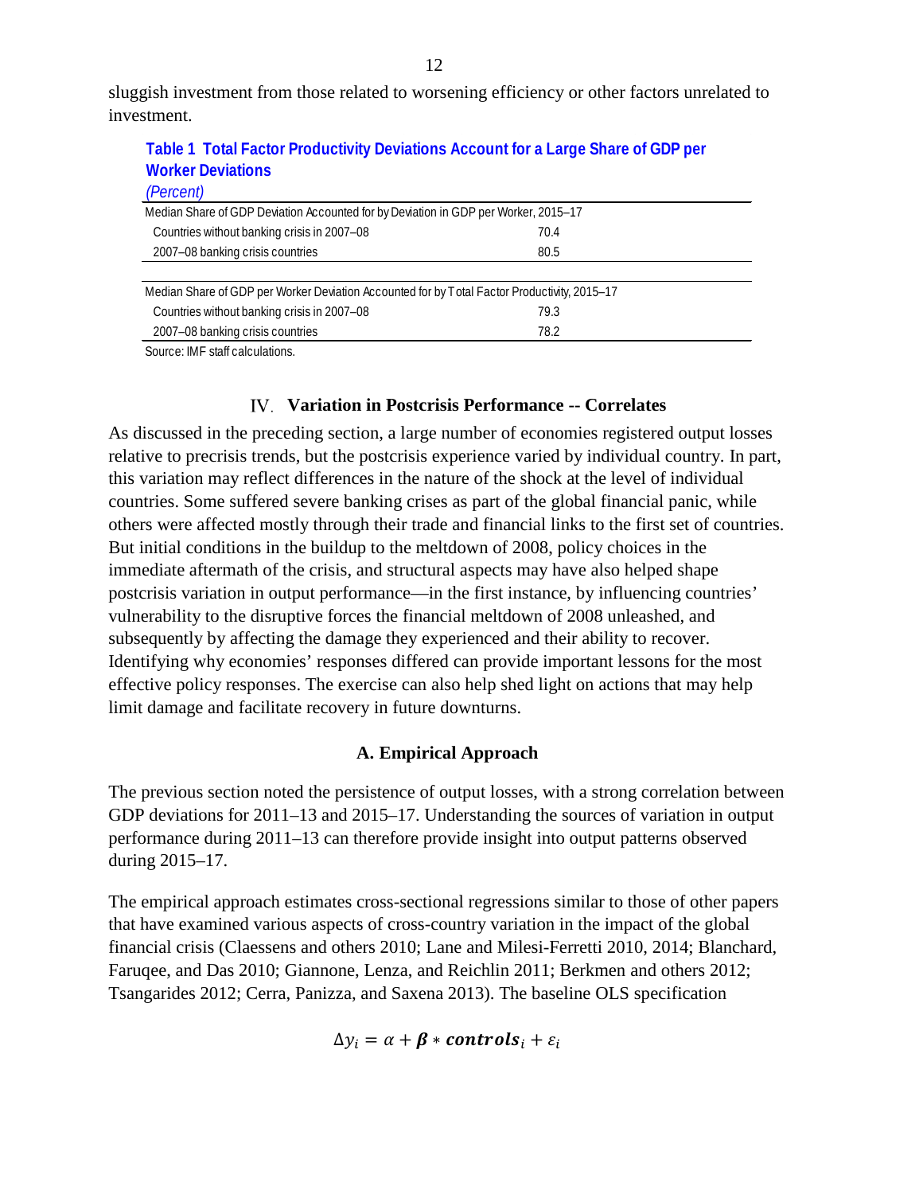sluggish investment from those related to worsening efficiency or other factors unrelated to investment.

**Table 1 Total Factor Productivity Deviations Account for a Large Share of GDP per Worker Deviations**
*(Percent)*

| Median Share of GDP Deviation Accounted for by Deviation in GDP per Worker, 2015–17 | |
|---|---|
| Countries without banking crisis in 2007–08 | 70.4 |
| 2007–08 banking crisis countries | 80.5 |
| **Median Share of GDP per Worker Deviation Accounted for by Total Factor Productivity, 2015–17** | |
| Countries without banking crisis in 2007–08 | 79.3 |
| 2007–08 banking crisis countries | 78.2 |

Source: IMF staff calculations.

## IV. Variation in Postcrisis Performance -- Correlates

As discussed in the preceding section, a large number of economies registered output losses relative to precrisis trends, but the postcrisis experience varied by individual country. In part, this variation may reflect differences in the nature of the shock at the level of individual countries. Some suffered severe banking crises as part of the global financial panic, while others were affected mostly through their trade and financial links to the first set of countries. But initial conditions in the buildup to the meltdown of 2008, policy choices in the immediate aftermath of the crisis, and structural aspects may have also helped shape postcrisis variation in output performance—in the first instance, by influencing countries' vulnerability to the disruptive forces the financial meltdown of 2008 unleashed, and subsequently by affecting the damage they experienced and their ability to recover. Identifying why economies' responses differed can provide important lessons for the most effective policy responses. The exercise can also help shed light on actions that may help limit damage and facilitate recovery in future downturns.

### A. Empirical Approach

The previous section noted the persistence of output losses, with a strong correlation between GDP deviations for 2011–13 and 2015–17. Understanding the sources of variation in output performance during 2011–13 can therefore provide insight into output patterns observed during 2015–17.

The empirical approach estimates cross-sectional regressions similar to those of other papers that have examined various aspects of cross-country variation in the impact of the global financial crisis (Claessens and others 2010; Lane and Milesi-Ferretti 2010, 2014; Blanchard, Faruqee, and Das 2010; Giannone, Lenza, and Reichlin 2011; Berkmen and others 2012; Tsangarides 2012; Cerra, Panizza, and Saxena 2013). The baseline OLS specification

$$\Delta y_i = \alpha + \boldsymbol{\beta} * \boldsymbol{controls}_i + \varepsilon_i$$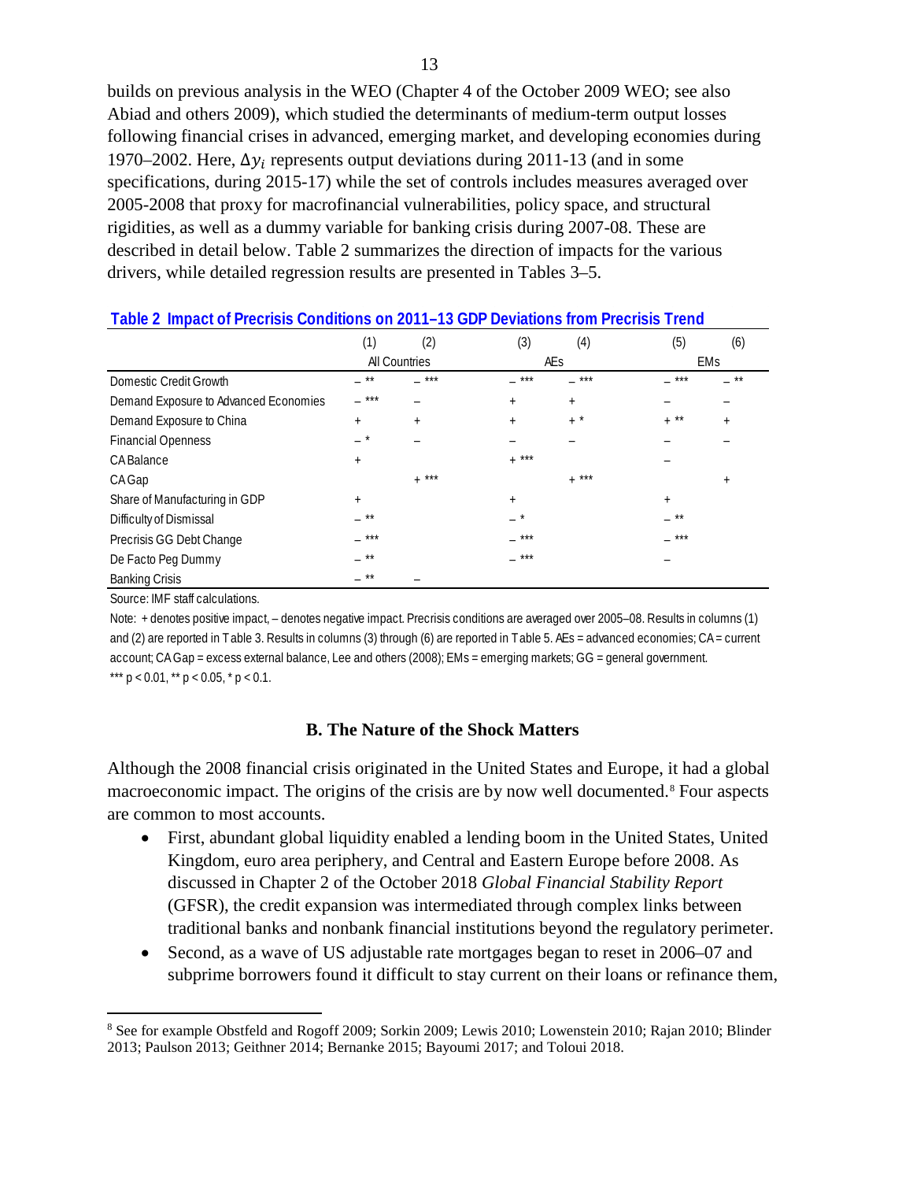builds on previous analysis in the WEO (Chapter 4 of the October 2009 WEO; see also Abiad and others 2009), which studied the determinants of medium-term output losses following financial crises in advanced, emerging market, and developing economies during 1970–2002. Here, $\Delta y_i$ represents output deviations during 2011-13 (and in some specifications, during 2015-17) while the set of controls includes measures averaged over 2005-2008 that proxy for macrofinancial vulnerabilities, policy space, and structural rigidities, as well as a dummy variable for banking crisis during 2007-08. These are described in detail below. Table 2 summarizes the direction of impacts for the various drivers, while detailed regression results are presented in Tables 3–5.

**Table 2 Impact of Precrisis Conditions on 2011–13 GDP Deviations from Precrisis Trend**

| | (1) | (2) | (3) | (4) | (5) | (6) |
|---|---|---|---|---|---|---|
| | All Countries | | AEs | | EMs | |
| Domestic Credit Growth | – ** | – *** | – *** | – *** | – *** | – ** |
| Demand Exposure to Advanced Economies | – *** | – | + | + | – | – |
| Demand Exposure to China | + | + | + | + * | + ** | + |
| Financial Openness | – * | – | – | – | – | – |
| CA Balance | + | | + *** | | – | |
| CA Gap | | + *** | | + *** | | + |
| Share of Manufacturing in GDP | + | | + | | + | |
| Difficulty of Dismissal | – ** | | – * | | – ** | |
| Precrisis GG Debt Change | – *** | | – *** | | – *** | |
| De Facto Peg Dummy | – ** | | – *** | | – | |
| Banking Crisis | – ** | – | | | | |

Source: IMF staff calculations.

Note: + denotes positive impact, – denotes negative impact. Precrisis conditions are averaged over 2005–08. Results in columns (1) and (2) are reported in Table 3. Results in columns (3) through (6) are reported in Table 5. AEs = advanced economies; CA = current account; CA Gap = excess external balance, Lee and others (2008); EMs = emerging markets; GG = general government.
*** $p < 0.01$, ** $p < 0.05$, * $p < 0.1$.

### B. The Nature of the Shock Matters

Although the 2008 financial crisis originated in the United States and Europe, it had a global macroeconomic impact. The origins of the crisis are by now well documented.[8] Four aspects are common to most accounts.

- First, abundant global liquidity enabled a lending boom in the United States, United Kingdom, euro area periphery, and Central and Eastern Europe before 2008. As discussed in Chapter 2 of the October 2018 *Global Financial Stability Report* (GFSR), the credit expansion was intermediated through complex links between traditional banks and nonbank financial institutions beyond the regulatory perimeter.
- Second, as a wave of US adjustable rate mortgages began to reset in 2006–07 and subprime borrowers found it difficult to stay current on their loans or refinance them,

[8] See for example Obstfeld and Rogoff 2009; Sorkin 2009; Lewis 2010; Lowenstein 2010; Rajan 2010; Blinder 2013; Paulson 2013; Geithner 2014; Bernanke 2015; Bayoumi 2017; and Toloui 2018.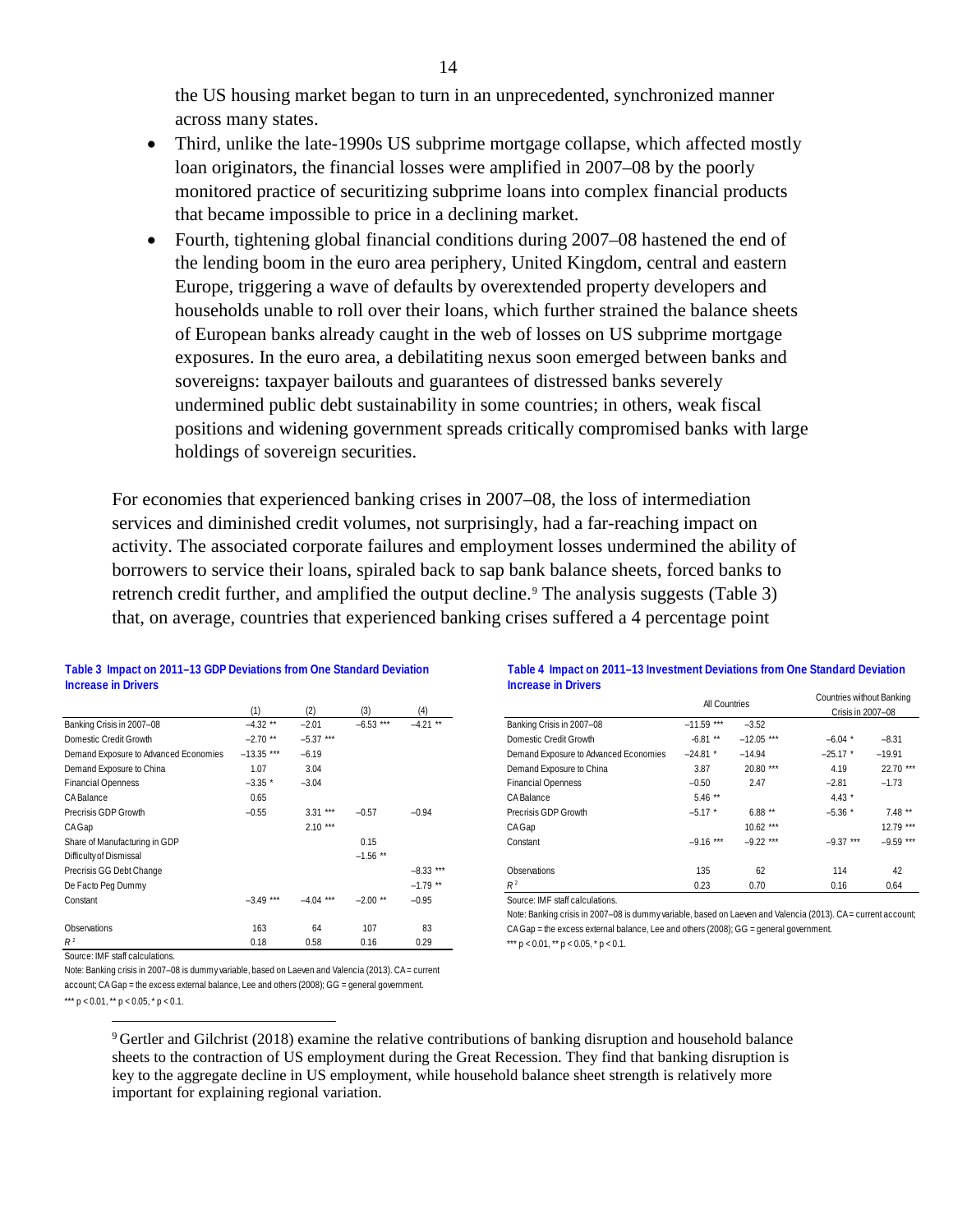the US housing market began to turn in an unprecedented, synchronized manner across many states.

- Third, unlike the late-1990s US subprime mortgage collapse, which affected mostly loan originators, the financial losses were amplified in 2007–08 by the poorly monitored practice of securitizing subprime loans into complex financial products that became impossible to price in a declining market.
- Fourth, tightening global financial conditions during 2007–08 hastened the end of the lending boom in the euro area periphery, United Kingdom, central and eastern Europe, triggering a wave of defaults by overextended property developers and households unable to roll over their loans, which further strained the balance sheets of European banks already caught in the web of losses on US subprime mortgage exposures. In the euro area, a debilatiting nexus soon emerged between banks and sovereigns: taxpayer bailouts and guarantees of distressed banks severely undermined public debt sustainability in some countries; in others, weak fiscal positions and widening government spreads critically compromised banks with large holdings of sovereign securities.

For economies that experienced banking crises in 2007–08, the loss of intermediation services and diminished credit volumes, not surprisingly, had a far-reaching impact on activity. The associated corporate failures and employment losses undermined the ability of borrowers to service their loans, spiraled back to sap bank balance sheets, forced banks to retrench credit further, and amplified the output decline.[9] The analysis suggests (Table 3) that, on average, countries that experienced banking crises suffered a 4 percentage point

**Table 3 Impact on 2011–13 GDP Deviations from One Standard Deviation Increase in Drivers**

| | (1) | (2) | (3) | (4) |
|---|---|---|---|---|
| Banking Crisis in 2007–08 | −4.32 ** | −2.01 | −6.53 *** | −4.21 ** |
| Domestic Credit Growth | −2.70 ** | −5.37 *** | | |
| Demand Exposure to Advanced Economies | −13.35 *** | −6.19 | | |
| Demand Exposure to China | 1.07 | 3.04 | | |
| Financial Openness | −3.35 * | −3.04 | | |
| CA Balance | 0.65 | | | |
| Precrisis GDP Growth | −0.55 | 3.31 *** | −0.57 | −0.94 |
| CA Gap | | 2.10 *** | | |
| Share of Manufacturing in GDP | | | 0.15 | |
| Difficulty of Dismissal | | | −1.56 ** | |
| Precrisis GG Debt Change | | | | −8.33 *** |
| De Facto Peg Dummy | | | | −1.79 ** |
| Constant | −3.49 *** | −4.04 *** | −2.00 ** | −0.95 |
| Observations | 163 | 64 | 107 | 83 |
| $R^2$ | 0.18 | 0.58 | 0.16 | 0.29 |

Source: IMF staff calculations.

Note: Banking crisis in 2007–08 is dummy variable, based on Laeven and Valencia (2013). CA = current account; CA Gap = the excess external balance, Lee and others (2008); GG = general government.

*** $p < 0.01$, ** $p < 0.05$, * $p < 0.1$.

**Table 4 Impact on 2011–13 Investment Deviations from One Standard Deviation Increase in Drivers**

| | All Countries | | Countries without Banking Crisis in 2007–08 | |
|---|---|---|---|---|
| Banking Crisis in 2007–08 | −11.59 *** | −3.52 | | |
| Domestic Credit Growth | −6.81 ** | −12.05 *** | −6.04 * | −8.31 |
| Demand Exposure to Advanced Economies | −24.81 * | −14.94 | −25.17 * | −19.91 |
| Demand Exposure to China | 3.87 | 20.80 *** | 4.19 | 22.70 *** |
| Financial Openness | −0.50 | 2.47 | −2.81 | −1.73 |
| CA Balance | 5.46 ** | | 4.43 * | |
| Precrisis GDP Growth | −5.17 * | 6.88 ** | −5.36 * | 7.48 ** |
| CA Gap | | 10.62 *** | | 12.79 *** |
| Constant | −9.16 *** | −9.22 *** | −9.37 *** | −9.59 *** |
| Observations | 135 | 62 | 114 | 42 |
| $R^2$ | 0.23 | 0.70 | 0.16 | 0.64 |

Source: IMF staff calculations.

Note: Banking crisis in 2007–08 is dummy variable, based on Laeven and Valencia (2013). CA = current account; CA Gap = the excess external balance, Lee and others (2008); GG = general government.

*** $p < 0.01$, ** $p < 0.05$, * $p < 0.1$.

[9] Gertler and Gilchrist (2018) examine the relative contributions of banking disruption and household balance sheets to the contraction of US employment during the Great Recession. They find that banking disruption is key to the aggregate decline in US employment, while household balance sheet strength is relatively more important for explaining regional variation.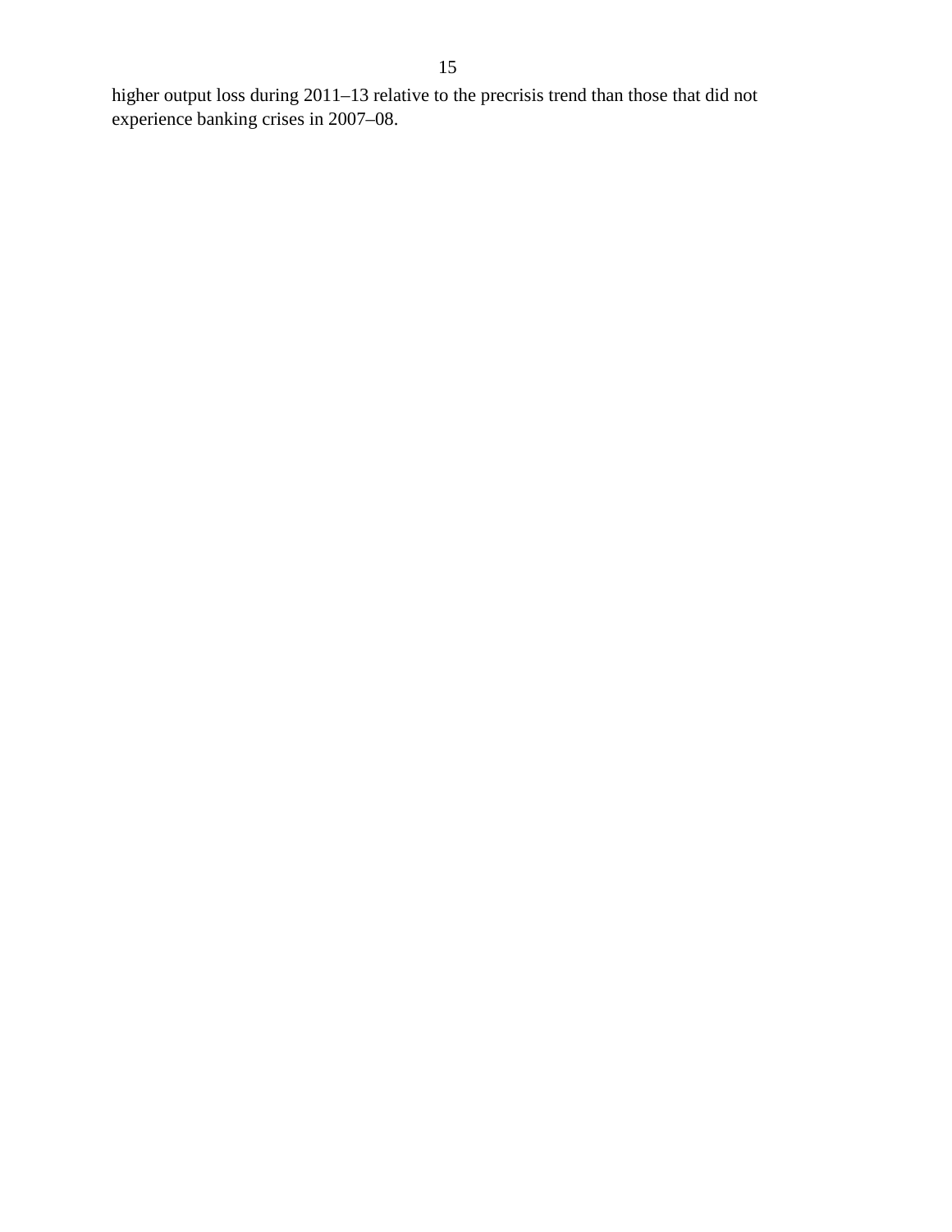higher output loss during 2011–13 relative to the precrisis trend than those that did not experience banking crises in 2007–08.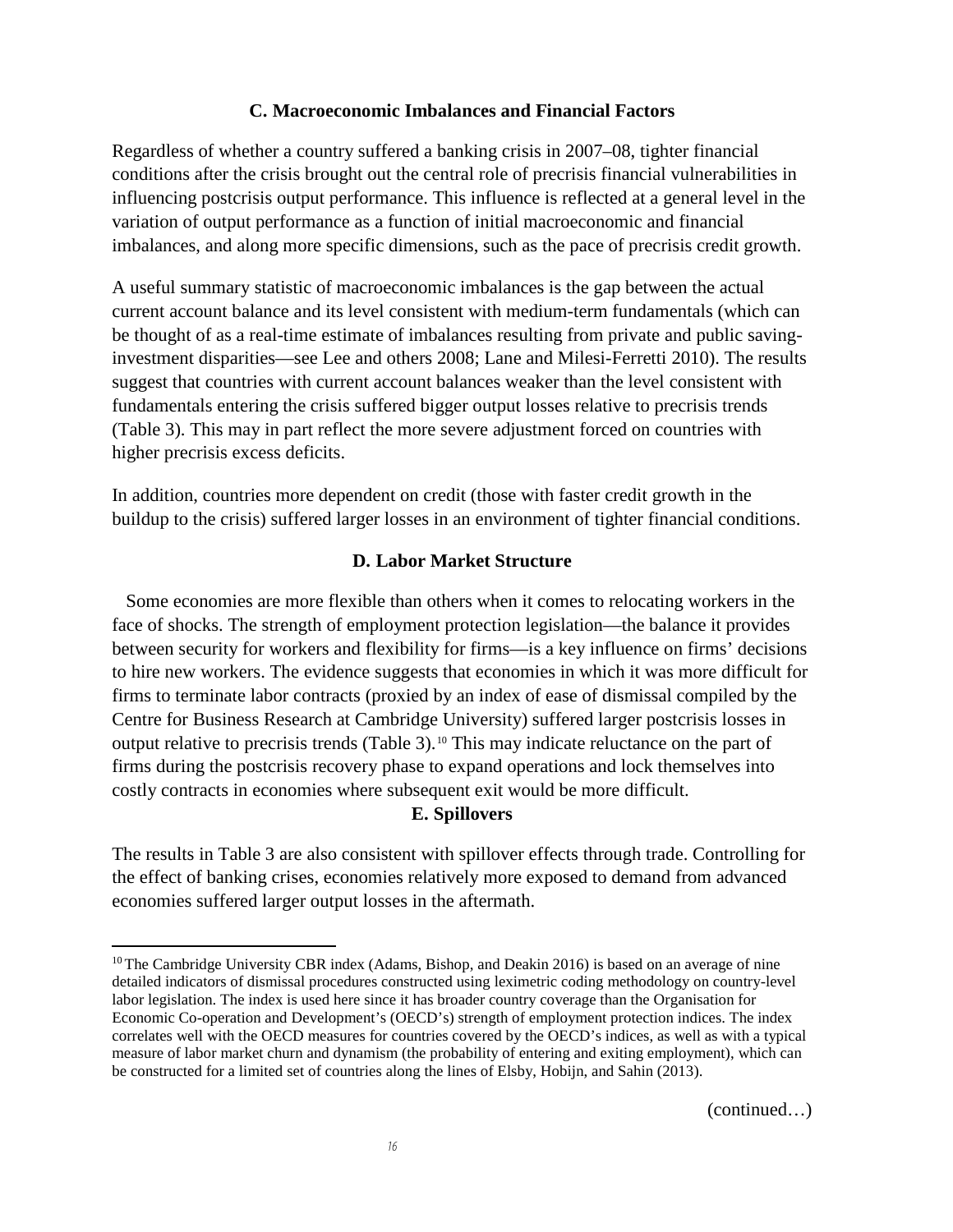### C. Macroeconomic Imbalances and Financial Factors

Regardless of whether a country suffered a banking crisis in 2007–08, tighter financial conditions after the crisis brought out the central role of precrisis financial vulnerabilities in influencing postcrisis output performance. This influence is reflected at a general level in the variation of output performance as a function of initial macroeconomic and financial imbalances, and along more specific dimensions, such as the pace of precrisis credit growth.

A useful summary statistic of macroeconomic imbalances is the gap between the actual current account balance and its level consistent with medium-term fundamentals (which can be thought of as a real-time estimate of imbalances resulting from private and public saving-investment disparities—see Lee and others 2008; Lane and Milesi-Ferretti 2010). The results suggest that countries with current account balances weaker than the level consistent with fundamentals entering the crisis suffered bigger output losses relative to precrisis trends (Table 3). This may in part reflect the more severe adjustment forced on countries with higher precrisis excess deficits.

In addition, countries more dependent on credit (those with faster credit growth in the buildup to the crisis) suffered larger losses in an environment of tighter financial conditions.

### D. Labor Market Structure

Some economies are more flexible than others when it comes to relocating workers in the face of shocks. The strength of employment protection legislation—the balance it provides between security for workers and flexibility for firms—is a key influence on firms' decisions to hire new workers. The evidence suggests that economies in which it was more difficult for firms to terminate labor contracts (proxied by an index of ease of dismissal compiled by the Centre for Business Research at Cambridge University) suffered larger postcrisis losses in output relative to precrisis trends (Table 3).[10] This may indicate reluctance on the part of firms during the postcrisis recovery phase to expand operations and lock themselves into costly contracts in economies where subsequent exit would be more difficult.

### E. Spillovers

The results in Table 3 are also consistent with spillover effects through trade. Controlling for the effect of banking crises, economies relatively more exposed to demand from advanced economies suffered larger output losses in the aftermath.

[10] The Cambridge University CBR index (Adams, Bishop, and Deakin 2016) is based on an average of nine detailed indicators of dismissal procedures constructed using leximetric coding methodology on country-level labor legislation. The index is used here since it has broader country coverage than the Organisation for Economic Co-operation and Development's (OECD's) strength of employment protection indices. The index correlates well with the OECD measures for countries covered by the OECD's indices, as well as with a typical measure of labor market churn and dynamism (the probability of entering and exiting employment), which can be constructed for a limited set of countries along the lines of Elsby, Hobijn, and Sahin (2013).

(continued…)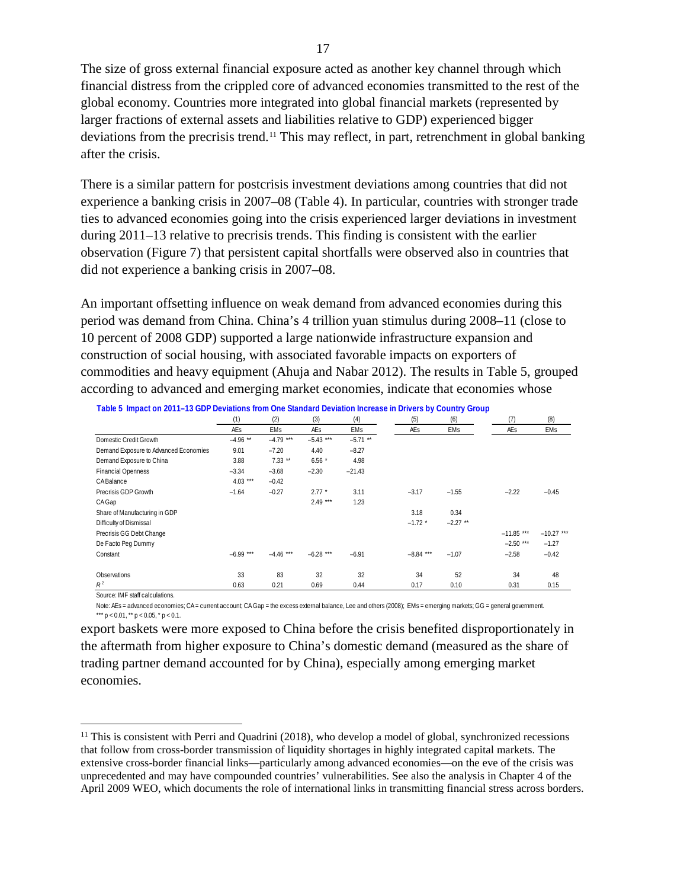The size of gross external financial exposure acted as another key channel through which financial distress from the crippled core of advanced economies transmitted to the rest of the global economy. Countries more integrated into global financial markets (represented by larger fractions of external assets and liabilities relative to GDP) experienced bigger deviations from the precrisis trend.[11] This may reflect, in part, retrenchment in global banking after the crisis.

There is a similar pattern for postcrisis investment deviations among countries that did not experience a banking crisis in 2007–08 (Table 4). In particular, countries with stronger trade ties to advanced economies going into the crisis experienced larger deviations in investment during 2011–13 relative to precrisis trends. This finding is consistent with the earlier observation (Figure 7) that persistent capital shortfalls were observed also in countries that did not experience a banking crisis in 2007–08.

An important offsetting influence on weak demand from advanced economies during this period was demand from China. China's 4 trillion yuan stimulus during 2008–11 (close to 10 percent of 2008 GDP) supported a large nationwide infrastructure expansion and construction of social housing, with associated favorable impacts on exporters of commodities and heavy equipment (Ahuja and Nabar 2012). The results in Table 5, grouped according to advanced and emerging market economies, indicate that economies whose export baskets were more exposed to China before the crisis benefited disproportionately in the aftermath from higher exposure to China's domestic demand (measured as the share of trading partner demand accounted for by China), especially among emerging market economies.

**Table 5 Impact on 2011–13 GDP Deviations from One Standard Deviation Increase in Drivers by Country Group**

| | (1) | (2) | (3) | (4) | (5) | (6) | (7) | (8) |
|---|---|---|---|---|---|---|---|---|
| | AEs | EMs | AEs | EMs | AEs | EMs | AEs | EMs |
| Domestic Credit Growth | −4.96 ** | −4.79 *** | −5.43 *** | −5.71 ** | | | | |
| Demand Exposure to Advanced Economies | 9.01 | −7.20 | 4.40 | −8.27 | | | | |
| Demand Exposure to China | 3.88 | 7.33 ** | 6.56 * | 4.98 | | | | |
| Financial Openness | −3.34 | −3.68 | −2.30 | −21.43 | | | | |
| CA Balance | 4.03 *** | −0.42 | | | | | | |
| Precrisis GDP Growth | −1.64 | −0.27 | 2.77 * | 3.11 | −3.17 | −1.55 | −2.22 | −0.45 |
| CA Gap | | | 2.49 *** | 1.23 | | | | |
| Share of Manufacturing in GDP | | | | | 3.18 | 0.34 | | |
| Difficulty of Dismissal | | | | | −1.72 * | −2.27 ** | | |
| Precrisis GG Debt Change | | | | | | | −11.85 *** | −10.27 *** |
| De Facto Peg Dummy | | | | | | | −2.50 *** | −1.27 |
| Constant | −6.99 *** | −4.46 *** | −6.28 *** | −6.91 | −8.84 *** | −1.07 | −2.58 | −0.42 |
| Observations | 33 | 83 | 32 | 32 | 34 | 52 | 34 | 48 |
| $R^2$ | 0.63 | 0.21 | 0.69 | 0.44 | 0.17 | 0.10 | 0.31 | 0.15 |

Source: IMF staff calculations.

Note: AEs = advanced economies; CA = current account; CA Gap = the excess external balance, Lee and others (2008); EMs = emerging markets; GG = general government.
*** $p < 0.01$, ** $p < 0.05$, * $p < 0.1$.

[11] This is consistent with Perri and Quadrini (2018), who develop a model of global, synchronized recessions that follow from cross-border transmission of liquidity shortages in highly integrated capital markets. The extensive cross-border financial links—particularly among advanced economies—on the eve of the crisis was unprecedented and may have compounded countries' vulnerabilities. See also the analysis in Chapter 4 of the April 2009 WEO, which documents the role of international links in transmitting financial stress across borders.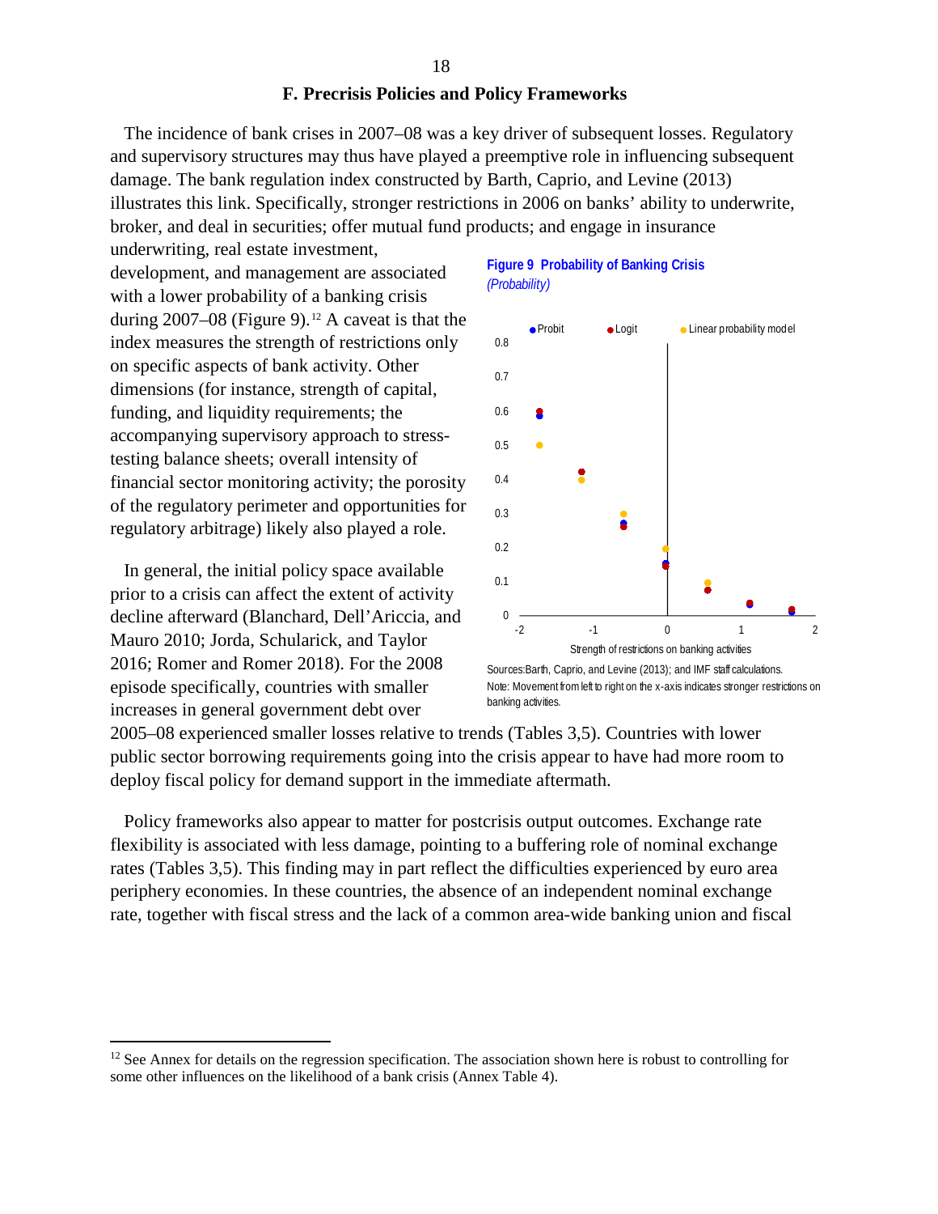### F. Precrisis Policies and Policy Frameworks

The incidence of bank crises in 2007–08 was a key driver of subsequent losses. Regulatory and supervisory structures may thus have played a preemptive role in influencing subsequent damage. The bank regulation index constructed by Barth, Caprio, and Levine (2013) illustrates this link. Specifically, stronger restrictions in 2006 on banks' ability to underwrite, broker, and deal in securities; offer mutual fund products; and engage in insurance underwriting, real estate investment, development, and management are associated with a lower probability of a banking crisis during 2007–08 (Figure 9).[12] A caveat is that the index measures the strength of restrictions only on specific aspects of bank activity. Other dimensions (for instance, strength of capital, funding, and liquidity requirements; the accompanying supervisory approach to stress-testing balance sheets; overall intensity of financial sector monitoring activity; the porosity of the regulatory perimeter and opportunities for regulatory arbitrage) likely also played a role.

**Figure 9 Probability of Banking Crisis**
*(Probability)*

Sources: Barth, Caprio, and Levine (2013); and IMF staff calculations.
Note: Movement from left to right on the x-axis indicates stronger restrictions on banking activities.

In general, the initial policy space available prior to a crisis can affect the extent of activity decline afterward (Blanchard, Dell'Ariccia, and Mauro 2010; Jorda, Schularick, and Taylor 2016; Romer and Romer 2018). For the 2008 episode specifically, countries with smaller increases in general government debt over 2005–08 experienced smaller losses relative to trends (Tables 3,5). Countries with lower public sector borrowing requirements going into the crisis appear to have had more room to deploy fiscal policy for demand support in the immediate aftermath.

Policy frameworks also appear to matter for postcrisis output outcomes. Exchange rate flexibility is associated with less damage, pointing to a buffering role of nominal exchange rates (Tables 3,5). This finding may in part reflect the difficulties experienced by euro area periphery economies. In these countries, the absence of an independent nominal exchange rate, together with fiscal stress and the lack of a common area-wide banking union and fiscal

---

[12] See Annex for details on the regression specification. The association shown here is robust to controlling for some other influences on the likelihood of a bank crisis (Annex Table 4).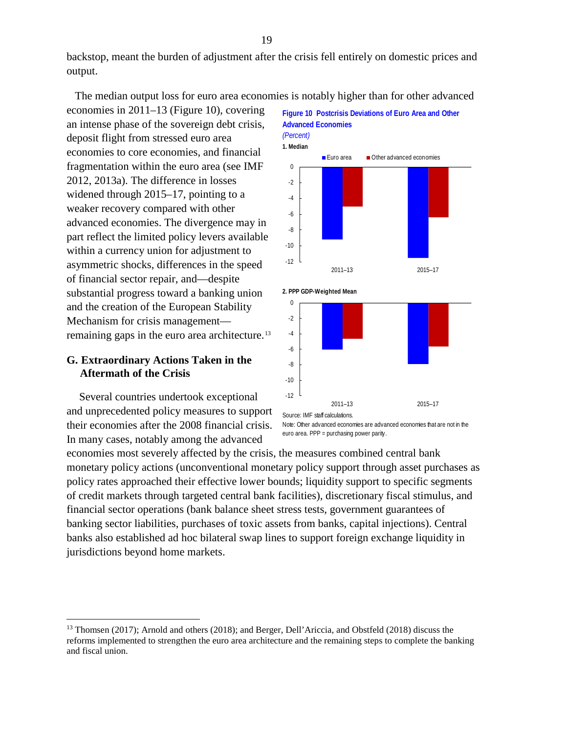backstop, meant the burden of adjustment after the crisis fell entirely on domestic prices and output.

The median output loss for euro area economies is notably higher than for other advanced economies in 2011–13 (Figure 10), covering an intense phase of the sovereign debt crisis, deposit flight from stressed euro area economies to core economies, and financial fragmentation within the euro area (see IMF 2012, 2013a). The difference in losses widened through 2015–17, pointing to a weaker recovery compared with other advanced economies. The divergence may in part reflect the limited policy levers available within a currency union for adjustment to asymmetric shocks, differences in the speed of financial sector repair, and—despite substantial progress toward a banking union and the creation of the European Stability Mechanism for crisis management—remaining gaps in the euro area architecture.[13]

**Figure 10 Postcrisis Deviations of Euro Area and Other Advanced Economies**
*(Percent)*

**1. Median**

**2. PPP GDP-Weighted Mean**

Source: IMF staff calculations.
Note: Other advanced economies are advanced economies that are not in the euro area. PPP = purchasing power parity.

## G. Extraordinary Actions Taken in the Aftermath of the Crisis

Several countries undertook exceptional and unprecedented policy measures to support their economies after the 2008 financial crisis. In many cases, notably among the advanced economies most severely affected by the crisis, the measures combined central bank monetary policy actions (unconventional monetary policy support through asset purchases as policy rates approached their effective lower bounds; liquidity support to specific segments of credit markets through targeted central bank facilities), discretionary fiscal stimulus, and financial sector operations (bank balance sheet stress tests, government guarantees of banking sector liabilities, purchases of toxic assets from banks, capital injections). Central banks also established ad hoc bilateral swap lines to support foreign exchange liquidity in jurisdictions beyond home markets.

[13] Thomsen (2017); Arnold and others (2018); and Berger, Dell'Ariccia, and Obstfeld (2018) discuss the reforms implemented to strengthen the euro area architecture and the remaining steps to complete the banking and fiscal union.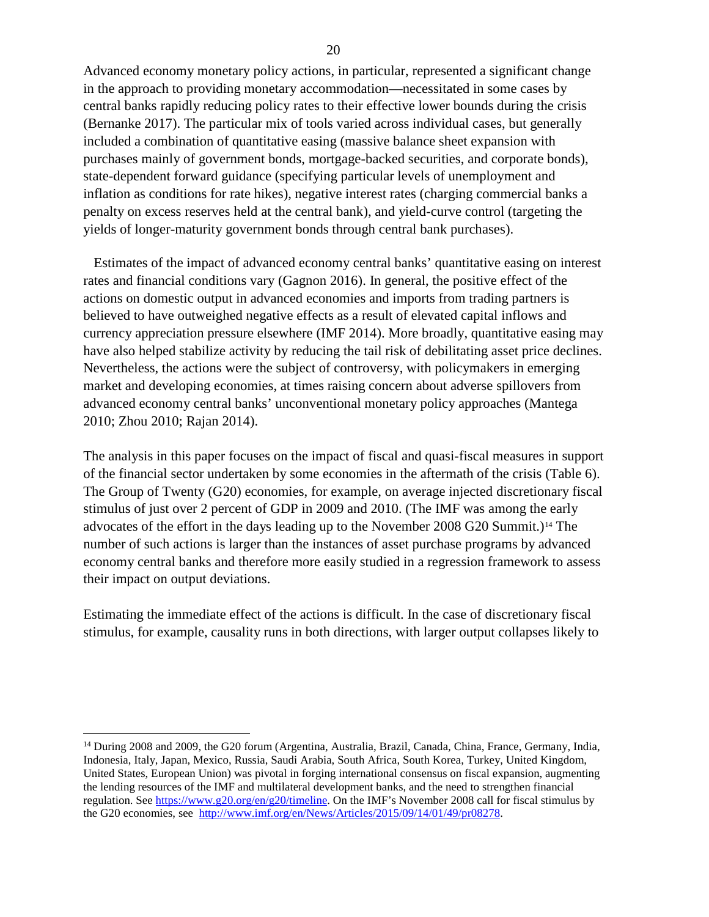Advanced economy monetary policy actions, in particular, represented a significant change in the approach to providing monetary accommodation—necessitated in some cases by central banks rapidly reducing policy rates to their effective lower bounds during the crisis (Bernanke 2017). The particular mix of tools varied across individual cases, but generally included a combination of quantitative easing (massive balance sheet expansion with purchases mainly of government bonds, mortgage-backed securities, and corporate bonds), state-dependent forward guidance (specifying particular levels of unemployment and inflation as conditions for rate hikes), negative interest rates (charging commercial banks a penalty on excess reserves held at the central bank), and yield-curve control (targeting the yields of longer-maturity government bonds through central bank purchases).

Estimates of the impact of advanced economy central banks' quantitative easing on interest rates and financial conditions vary (Gagnon 2016). In general, the positive effect of the actions on domestic output in advanced economies and imports from trading partners is believed to have outweighed negative effects as a result of elevated capital inflows and currency appreciation pressure elsewhere (IMF 2014). More broadly, quantitative easing may have also helped stabilize activity by reducing the tail risk of debilitating asset price declines. Nevertheless, the actions were the subject of controversy, with policymakers in emerging market and developing economies, at times raising concern about adverse spillovers from advanced economy central banks' unconventional monetary policy approaches (Mantega 2010; Zhou 2010; Rajan 2014).

The analysis in this paper focuses on the impact of fiscal and quasi-fiscal measures in support of the financial sector undertaken by some economies in the aftermath of the crisis (Table 6). The Group of Twenty (G20) economies, for example, on average injected discretionary fiscal stimulus of just over 2 percent of GDP in 2009 and 2010. (The IMF was among the early advocates of the effort in the days leading up to the November 2008 G20 Summit.)[14] The number of such actions is larger than the instances of asset purchase programs by advanced economy central banks and therefore more easily studied in a regression framework to assess their impact on output deviations.

Estimating the immediate effect of the actions is difficult. In the case of discretionary fiscal stimulus, for example, causality runs in both directions, with larger output collapses likely to

---

[14] During 2008 and 2009, the G20 forum (Argentina, Australia, Brazil, Canada, China, France, Germany, India, Indonesia, Italy, Japan, Mexico, Russia, Saudi Arabia, South Africa, South Korea, Turkey, United Kingdom, United States, European Union) was pivotal in forging international consensus on fiscal expansion, augmenting the lending resources of the IMF and multilateral development banks, and the need to strengthen financial regulation. See https://www.g20.org/en/g20/timeline. On the IMF's November 2008 call for fiscal stimulus by the G20 economies, see http://www.imf.org/en/News/Articles/2015/09/14/01/49/pr08278.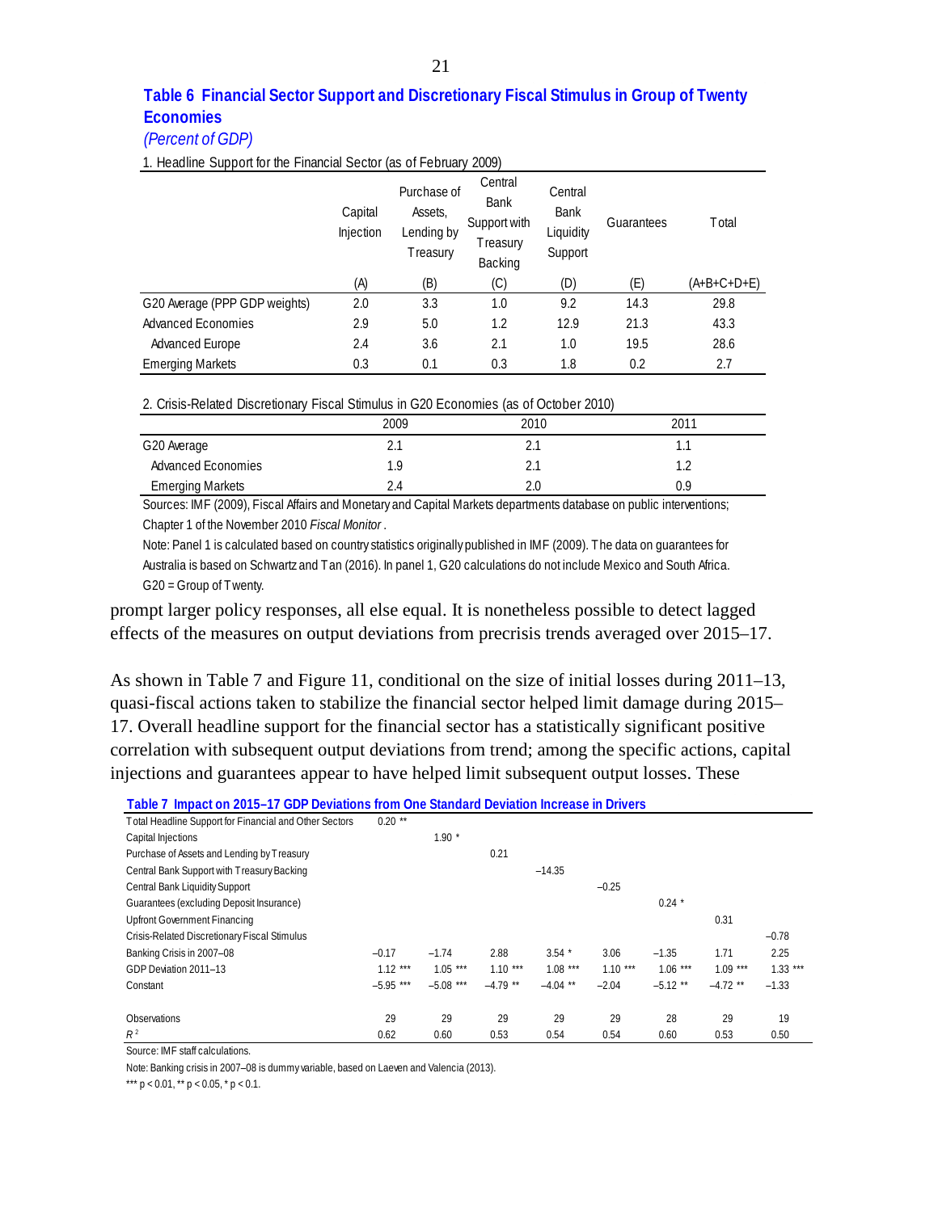**Table 6 Financial Sector Support and Discretionary Fiscal Stimulus in Group of Twenty Economies**

*(Percent of GDP)*

1. Headline Support for the Financial Sector (as of February 2009)

| | Capital Injection | Purchase of Assets, Lending by Treasury | Central Bank Support with Treasury Backing | Central Bank Liquidity Support | Guarantees | Total |
|---|---|---|---|---|---|---|
| | (A) | (B) | (C) | (D) | (E) | (A+B+C+D+E) |
| G20 Average (PPP GDP weights) | 2.0 | 3.3 | 1.0 | 9.2 | 14.3 | 29.8 |
| Advanced Economies | 2.9 | 5.0 | 1.2 | 12.9 | 21.3 | 43.3 |
| Advanced Europe | 2.4 | 3.6 | 2.1 | 1.0 | 19.5 | 28.6 |
| Emerging Markets | 0.3 | 0.1 | 0.3 | 1.8 | 0.2 | 2.7 |

2. Crisis-Related Discretionary Fiscal Stimulus in G20 Economies (as of October 2010)

| | 2009 | 2010 | 2011 |
|---|---|---|---|
| G20 Average | 2.1 | 2.1 | 1.1 |
| Advanced Economies | 1.9 | 2.1 | 1.2 |
| Emerging Markets | 2.4 | 2.0 | 0.9 |

Sources: IMF (2009), Fiscal Affairs and Monetary and Capital Markets departments database on public interventions; Chapter 1 of the November 2010 *Fiscal Monitor*.

Note: Panel 1 is calculated based on country statistics originally published in IMF (2009). The data on guarantees for Australia is based on Schwartz and Tan (2016). In panel 1, G20 calculations do not include Mexico and South Africa. G20 = Group of Twenty.

prompt larger policy responses, all else equal. It is nonetheless possible to detect lagged effects of the measures on output deviations from precrisis trends averaged over 2015–17.

As shown in Table 7 and Figure 11, conditional on the size of initial losses during 2011–13, quasi-fiscal actions taken to stabilize the financial sector helped limit damage during 2015–17. Overall headline support for the financial sector has a statistically significant positive correlation with subsequent output deviations from trend; among the specific actions, capital injections and guarantees appear to have helped limit subsequent output losses. These

**Table 7 Impact on 2015–17 GDP Deviations from One Standard Deviation Increase in Drivers**

| | (1) | (2) | (3) | (4) | (5) | (6) | (7) | (8) |
|---|---|---|---|---|---|---|---|---|
| Total Headline Support for Financial and Other Sectors | 0.20 ** | | | | | | | |
| Capital Injections | | 1.90 * | | | | | | |
| Purchase of Assets and Lending by Treasury | | | 0.21 | | | | | |
| Central Bank Support with Treasury Backing | | | | –14.35 | | | | |
| Central Bank Liquidity Support | | | | | –0.25 | | | |
| Guarantees (excluding Deposit Insurance) | | | | | | 0.24 * | | |
| Upfront Government Financing | | | | | | | 0.31 | |
| Crisis-Related Discretionary Fiscal Stimulus | | | | | | | | –0.78 |
| Banking Crisis in 2007–08 | –0.17 | –1.74 | 2.88 | 3.54 * | 3.06 | –1.35 | 1.71 | 2.25 |
| GDP Deviation 2011–13 | 1.12 *** | 1.05 *** | 1.10 *** | 1.08 *** | 1.10 *** | 1.06 *** | 1.09 *** | 1.33 *** |
| Constant | –5.95 *** | –5.08 *** | –4.79 ** | –4.04 ** | –2.04 | –5.12 ** | –4.72 ** | –1.33 |
| Observations | 29 | 29 | 29 | 29 | 29 | 28 | 29 | 19 |
| $R^2$ | 0.62 | 0.60 | 0.53 | 0.54 | 0.54 | 0.60 | 0.53 | 0.50 |

Source: IMF staff calculations.

Note: Banking crisis in 2007–08 is dummy variable, based on Laeven and Valencia (2013).

*** $p < 0.01$, ** $p < 0.05$, * $p < 0.1$.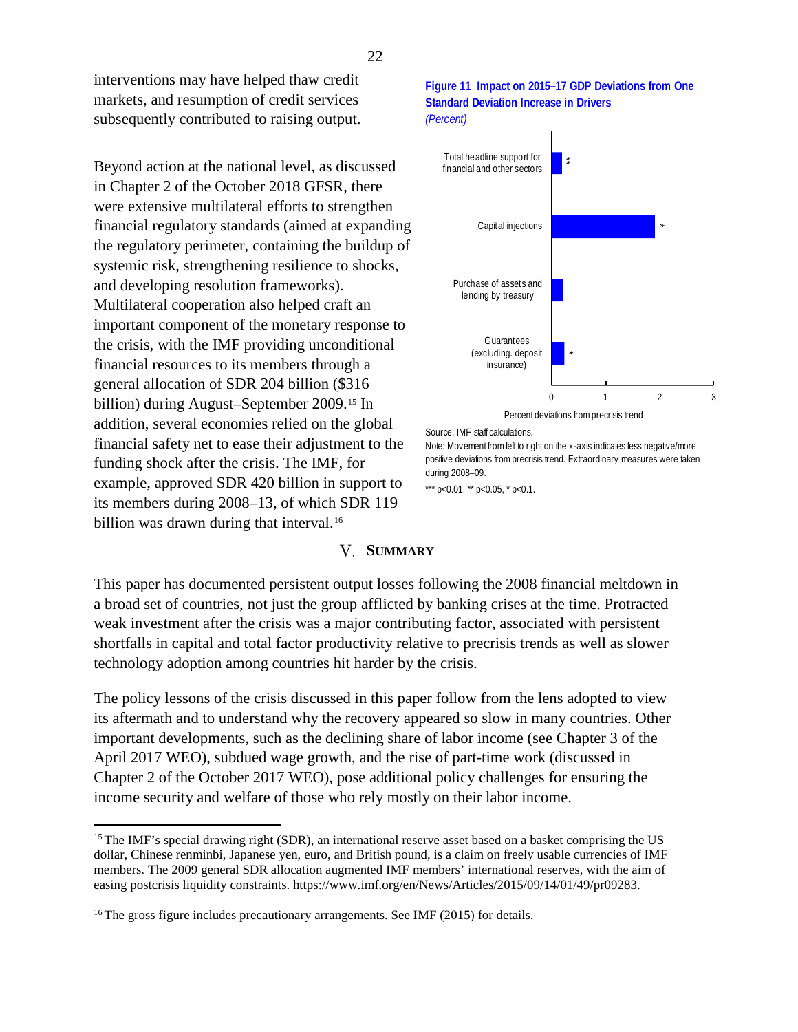interventions may have helped thaw credit markets, and resumption of credit services subsequently contributed to raising output.

Beyond action at the national level, as discussed in Chapter 2 of the October 2018 GFSR, there were extensive multilateral efforts to strengthen financial regulatory standards (aimed at expanding the regulatory perimeter, containing the buildup of systemic risk, strengthening resilience to shocks, and developing resolution frameworks). Multilateral cooperation also helped craft an important component of the monetary response to the crisis, with the IMF providing unconditional financial resources to its members through a general allocation of SDR 204 billion ($316 billion) during August–September 2009.[15] In addition, several economies relied on the global financial safety net to ease their adjustment to the funding shock after the crisis. The IMF, for example, approved SDR 420 billion in support to its members during 2008–13, of which SDR 119 billion was drawn during that interval.[16]

**Figure 11 Impact on 2015–17 GDP Deviations from One Standard Deviation Increase in Drivers**
*(Percent)*

| Driver | Significance |
|---|---|
| Total headline support for financial and other sectors | ** |
| Capital injections | * |
| Purchase of assets and lending by treasury | |
| Guarantees (excluding. deposit insurance) | * |

Percent deviations from precrisis trend

Source: IMF staff calculations.
Note: Movement from left to right on the x-axis indicates less negative/more positive deviations from precrisis trend. Extraordinary measures were taken during 2008–09.
*** p<0.01, ** p<0.05, * p<0.1.

## V. SUMMARY

This paper has documented persistent output losses following the 2008 financial meltdown in a broad set of countries, not just the group afflicted by banking crises at the time. Protracted weak investment after the crisis was a major contributing factor, associated with persistent shortfalls in capital and total factor productivity relative to precrisis trends as well as slower technology adoption among countries hit harder by the crisis.

The policy lessons of the crisis discussed in this paper follow from the lens adopted to view its aftermath and to understand why the recovery appeared so slow in many countries. Other important developments, such as the declining share of labor income (see Chapter 3 of the April 2017 WEO), subdued wage growth, and the rise of part-time work (discussed in Chapter 2 of the October 2017 WEO), pose additional policy challenges for ensuring the income security and welfare of those who rely mostly on their labor income.

---

[15] The IMF's special drawing right (SDR), an international reserve asset based on a basket comprising the US dollar, Chinese renminbi, Japanese yen, euro, and British pound, is a claim on freely usable currencies of IMF members. The 2009 general SDR allocation augmented IMF members' international reserves, with the aim of easing postcrisis liquidity constraints. https://www.imf.org/en/News/Articles/2015/09/14/01/49/pr09283.

[16] The gross figure includes precautionary arrangements. See IMF (2015) for details.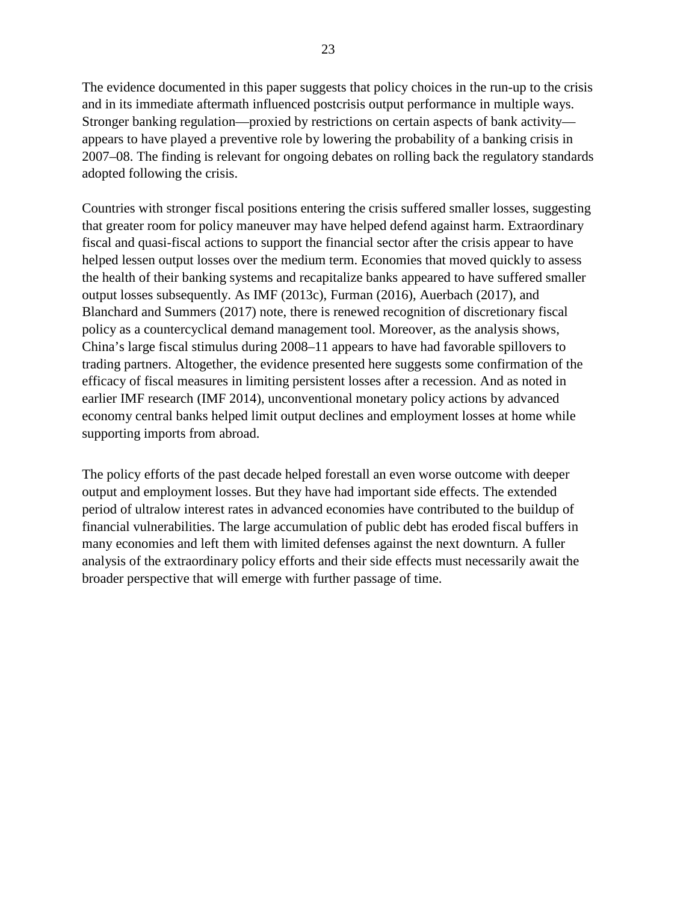The evidence documented in this paper suggests that policy choices in the run-up to the crisis and in its immediate aftermath influenced postcrisis output performance in multiple ways. Stronger banking regulation—proxied by restrictions on certain aspects of bank activity—appears to have played a preventive role by lowering the probability of a banking crisis in 2007–08. The finding is relevant for ongoing debates on rolling back the regulatory standards adopted following the crisis.

Countries with stronger fiscal positions entering the crisis suffered smaller losses, suggesting that greater room for policy maneuver may have helped defend against harm. Extraordinary fiscal and quasi-fiscal actions to support the financial sector after the crisis appear to have helped lessen output losses over the medium term. Economies that moved quickly to assess the health of their banking systems and recapitalize banks appeared to have suffered smaller output losses subsequently. As IMF (2013c), Furman (2016), Auerbach (2017), and Blanchard and Summers (2017) note, there is renewed recognition of discretionary fiscal policy as a countercyclical demand management tool. Moreover, as the analysis shows, China's large fiscal stimulus during 2008–11 appears to have had favorable spillovers to trading partners. Altogether, the evidence presented here suggests some confirmation of the efficacy of fiscal measures in limiting persistent losses after a recession. And as noted in earlier IMF research (IMF 2014), unconventional monetary policy actions by advanced economy central banks helped limit output declines and employment losses at home while supporting imports from abroad.

The policy efforts of the past decade helped forestall an even worse outcome with deeper output and employment losses. But they have had important side effects. The extended period of ultralow interest rates in advanced economies have contributed to the buildup of financial vulnerabilities. The large accumulation of public debt has eroded fiscal buffers in many economies and left them with limited defenses against the next downturn. A fuller analysis of the extraordinary policy efforts and their side effects must necessarily await the broader perspective that will emerge with further passage of time.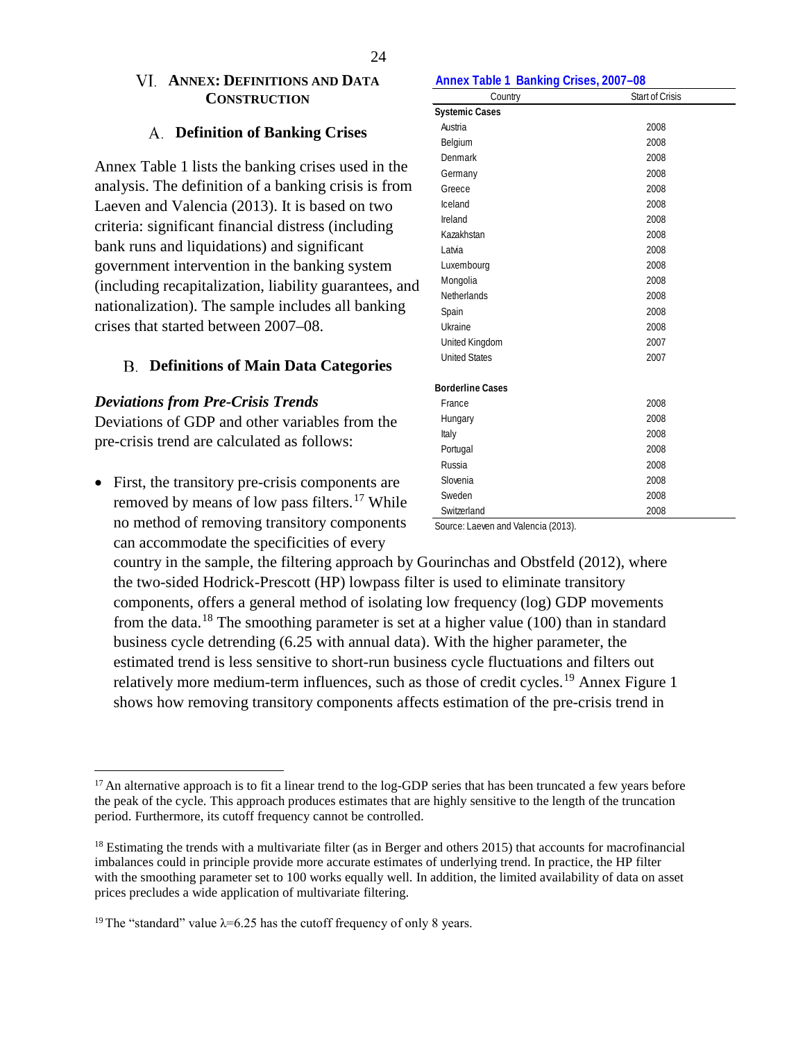# VI. Annex: Definitions and Data Construction

## A. Definition of Banking Crises

Annex Table 1 lists the banking crises used in the analysis. The definition of a banking crisis is from Laeven and Valencia (2013). It is based on two criteria: significant financial distress (including bank runs and liquidations) and significant government intervention in the banking system (including recapitalization, liability guarantees, and nationalization). The sample includes all banking crises that started between 2007–08.

**Annex Table 1 Banking Crises, 2007–08**

| Country | Start of Crisis |
|---|---|
| **Systemic Cases** | |
| Austria | 2008 |
| Belgium | 2008 |
| Denmark | 2008 |
| Germany | 2008 |
| Greece | 2008 |
| Iceland | 2008 |
| Ireland | 2008 |
| Kazakhstan | 2008 |
| Latvia | 2008 |
| Luxembourg | 2008 |
| Mongolia | 2008 |
| Netherlands | 2008 |
| Spain | 2008 |
| Ukraine | 2008 |
| United Kingdom | 2007 |
| United States | 2007 |
| **Borderline Cases** | |
| France | 2008 |
| Hungary | 2008 |
| Italy | 2008 |
| Portugal | 2008 |
| Russia | 2008 |
| Slovenia | 2008 |
| Sweden | 2008 |
| Switzerland | 2008 |

Source: Laeven and Valencia (2013).

## B. Definitions of Main Data Categories

***Deviations from Pre-Crisis Trends***

Deviations of GDP and other variables from the pre-crisis trend are calculated as follows:

- First, the transitory pre-crisis components are removed by means of low pass filters.[17] While no method of removing transitory components can accommodate the specificities of every country in the sample, the filtering approach by Gourinchas and Obstfeld (2012), where the two-sided Hodrick-Prescott (HP) lowpass filter is used to eliminate transitory components, offers a general method of isolating low frequency (log) GDP movements from the data.[18] The smoothing parameter is set at a higher value (100) than in standard business cycle detrending (6.25 with annual data). With the higher parameter, the estimated trend is less sensitive to short-run business cycle fluctuations and filters out relatively more medium-term influences, such as those of credit cycles.[19] Annex Figure 1 shows how removing transitory components affects estimation of the pre-crisis trend in

---

[17] An alternative approach is to fit a linear trend to the log-GDP series that has been truncated a few years before the peak of the cycle. This approach produces estimates that are highly sensitive to the length of the truncation period. Furthermore, its cutoff frequency cannot be controlled.

[18] Estimating the trends with a multivariate filter (as in Berger and others 2015) that accounts for macrofinancial imbalances could in principle provide more accurate estimates of underlying trend. In practice, the HP filter with the smoothing parameter set to 100 works equally well. In addition, the limited availability of data on asset prices precludes a wide application of multivariate filtering.

[19] The "standard" value $\lambda=6.25$ has the cutoff frequency of only 8 years.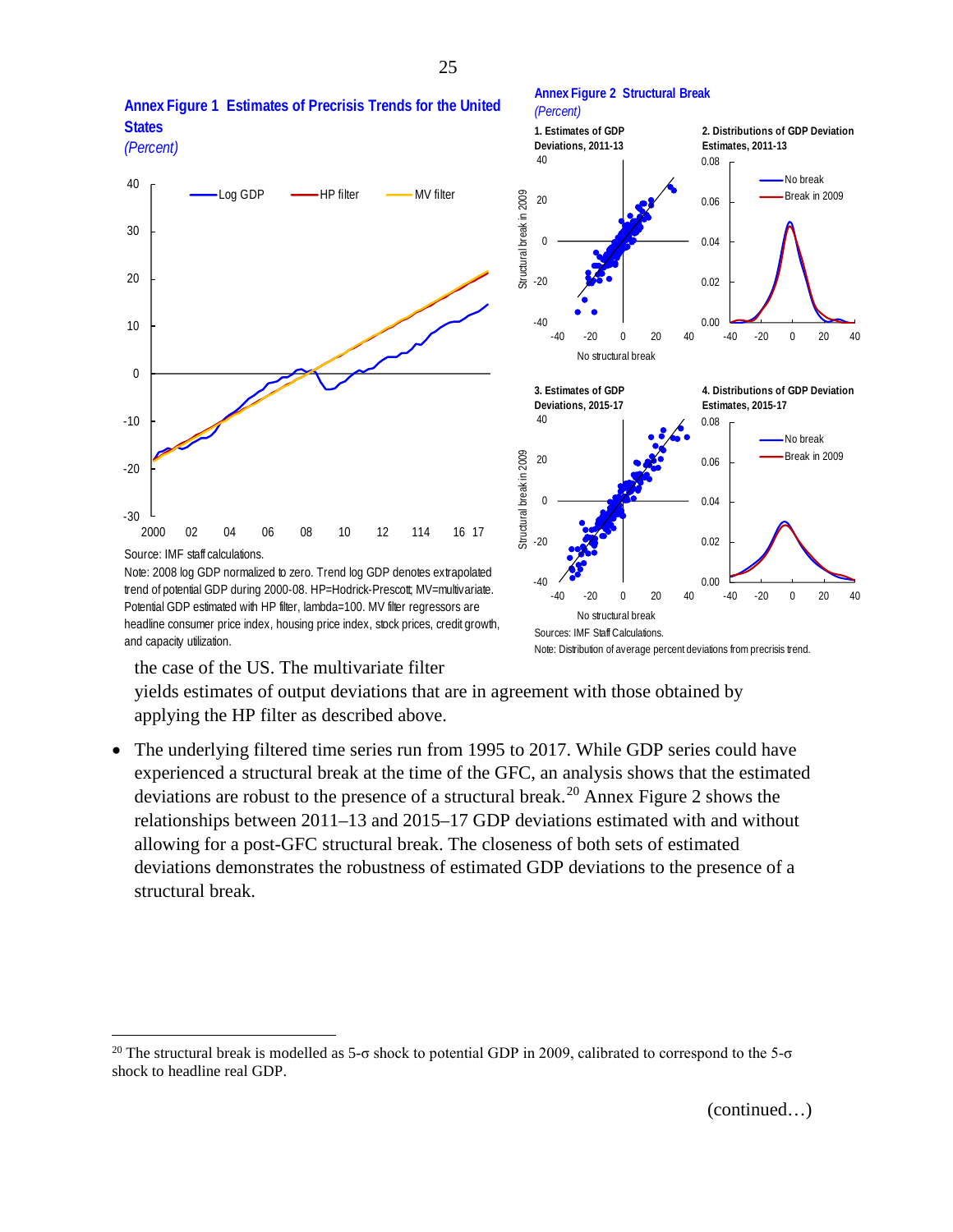**Annex Figure 1 Estimates of Precrisis Trends for the United States**
*(Percent)*

Source: IMF staff calculations.

Note: 2008 log GDP normalized to zero. Trend log GDP denotes extrapolated trend of potential GDP during 2000-08. HP=Hodrick-Prescott; MV=multivariate. Potential GDP estimated with HP filter, lambda=100. MV filter regressors are headline consumer price index, housing price index, stock prices, credit growth, and capacity utilization.

**Annex Figure 2 Structural Break**
*(Percent)*

Sources: IMF Staff Calculations.

Note: Distribution of average percent deviations from precrisis trend.

the case of the US. The multivariate filter yields estimates of output deviations that are in agreement with those obtained by applying the HP filter as described above.

- The underlying filtered time series run from 1995 to 2017. While GDP series could have experienced a structural break at the time of the GFC, an analysis shows that the estimated deviations are robust to the presence of a structural break.[20] Annex Figure 2 shows the relationships between 2011–13 and 2015–17 GDP deviations estimated with and without allowing for a post-GFC structural break. The closeness of both sets of estimated deviations demonstrates the robustness of estimated GDP deviations to the presence of a structural break.

[20] The structural break is modelled as 5-σ shock to potential GDP in 2009, calibrated to correspond to the 5-σ shock to headline real GDP.

(continued…)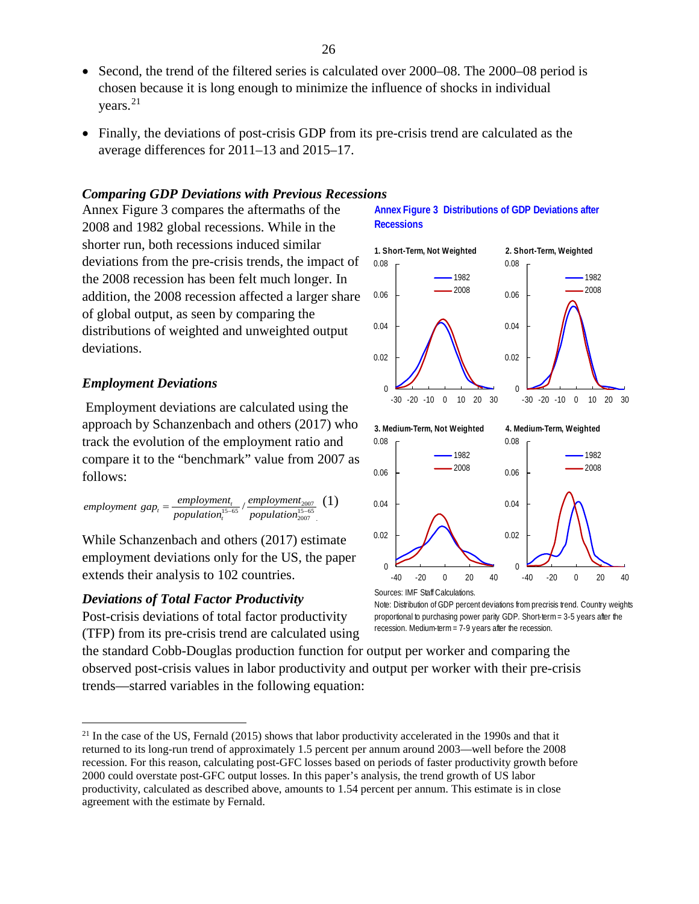- Second, the trend of the filtered series is calculated over 2000–08. The 2000–08 period is chosen because it is long enough to minimize the influence of shocks in individual years.[21]

- Finally, the deviations of post-crisis GDP from its pre-crisis trend are calculated as the average differences for 2011–13 and 2015–17.

### *Comparing GDP Deviations with Previous Recessions*

Annex Figure 3 compares the aftermaths of the 2008 and 1982 global recessions. While in the shorter run, both recessions induced similar deviations from the pre-crisis trends, the impact of the 2008 recession has been felt much longer. In addition, the 2008 recession affected a larger share of global output, as seen by comparing the distributions of weighted and unweighted output deviations.

**Annex Figure 3 Distributions of GDP Deviations after Recessions**

Sources: IMF Staff Calculations.

Note: Distribution of GDP percent deviations from precrisis trend. Country weights proportional to purchasing power parity GDP. Short-term = 3-5 years after the recession. Medium-term = 7-9 years after the recession.

### *Employment Deviations*

Employment deviations are calculated using the approach by Schanzenbach and others (2017) who track the evolution of the employment ratio and compare it to the "benchmark" value from 2007 as follows:

$$employment\ gap_t = \frac{employment_t}{population_t^{15-65}} / \frac{employment_{2007}}{population_{2007}^{15-65}} \quad (1)$$

While Schanzenbach and others (2017) estimate employment deviations only for the US, the paper extends their analysis to 102 countries.

### *Deviations of Total Factor Productivity*

Post-crisis deviations of total factor productivity (TFP) from its pre-crisis trend are calculated using the standard Cobb-Douglas production function for output per worker and comparing the observed post-crisis values in labor productivity and output per worker with their pre-crisis trends—starred variables in the following equation:

---

[21] In the case of the US, Fernald (2015) shows that labor productivity accelerated in the 1990s and that it returned to its long-run trend of approximately 1.5 percent per annum around 2003—well before the 2008 recession. For this reason, calculating post-GFC losses based on periods of faster productivity growth before 2000 could overstate post-GFC output losses. In this paper's analysis, the trend growth of US labor productivity, calculated as described above, amounts to 1.54 percent per annum. This estimate is in close agreement with the estimate by Fernald.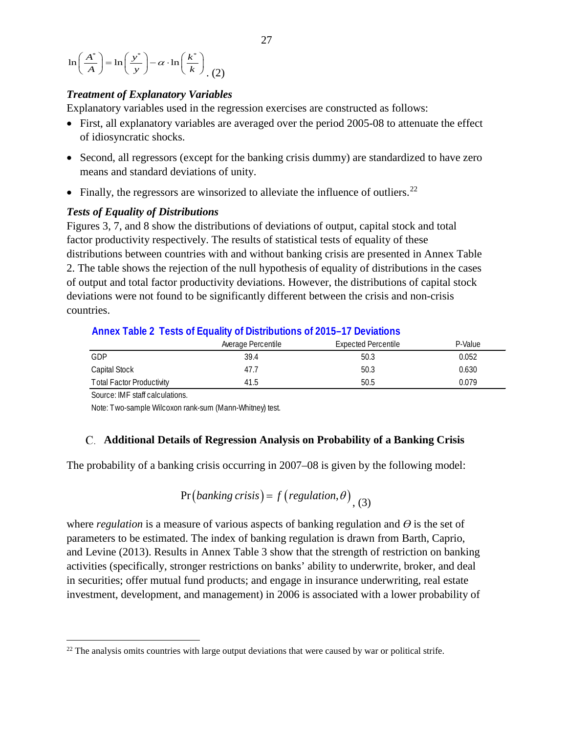$$\ln\left(\frac{A^*}{A}\right) = \ln\left(\frac{y^*}{y}\right) - \alpha \cdot \ln\left(\frac{k^*}{k}\right). \quad (2)$$

### *Treatment of Explanatory Variables*

Explanatory variables used in the regression exercises are constructed as follows:

- First, all explanatory variables are averaged over the period 2005-08 to attenuate the effect of idiosyncratic shocks.
- Second, all regressors (except for the banking crisis dummy) are standardized to have zero means and standard deviations of unity.
- Finally, the regressors are winsorized to alleviate the influence of outliers.[22]

### *Tests of Equality of Distributions*

Figures 3, 7, and 8 show the distributions of deviations of output, capital stock and total factor productivity respectively. The results of statistical tests of equality of these distributions between countries with and without banking crisis are presented in Annex Table 2. The table shows the rejection of the null hypothesis of equality of distributions in the cases of output and total factor productivity deviations. However, the distributions of capital stock deviations were not found to be significantly different between the crisis and non-crisis countries.

**Annex Table 2 Tests of Equality of Distributions of 2015–17 Deviations**

| | Average Percentile | Expected Percentile | P-Value |
|---|---|---|---|
| GDP | 39.4 | 50.3 | 0.052 |
| Capital Stock | 47.7 | 50.3 | 0.630 |
| Total Factor Productivity | 41.5 | 50.5 | 0.079 |

Source: IMF staff calculations.

Note: Two-sample Wilcoxon rank-sum (Mann-Whitney) test.

## C. Additional Details of Regression Analysis on Probability of a Banking Crisis

The probability of a banking crisis occurring in 2007–08 is given by the following model:

$$\Pr(\textit{banking crisis}) = f(\textit{regulation}, \theta), \quad (3)$$

where *regulation* is a measure of various aspects of banking regulation and $\theta$ is the set of parameters to be estimated. The index of banking regulation is drawn from Barth, Caprio, and Levine (2013). Results in Annex Table 3 show that the strength of restriction on banking activities (specifically, stronger restrictions on banks' ability to underwrite, broker, and deal in securities; offer mutual fund products; and engage in insurance underwriting, real estate investment, development, and management) in 2006 is associated with a lower probability of

[22] The analysis omits countries with large output deviations that were caused by war or political strife.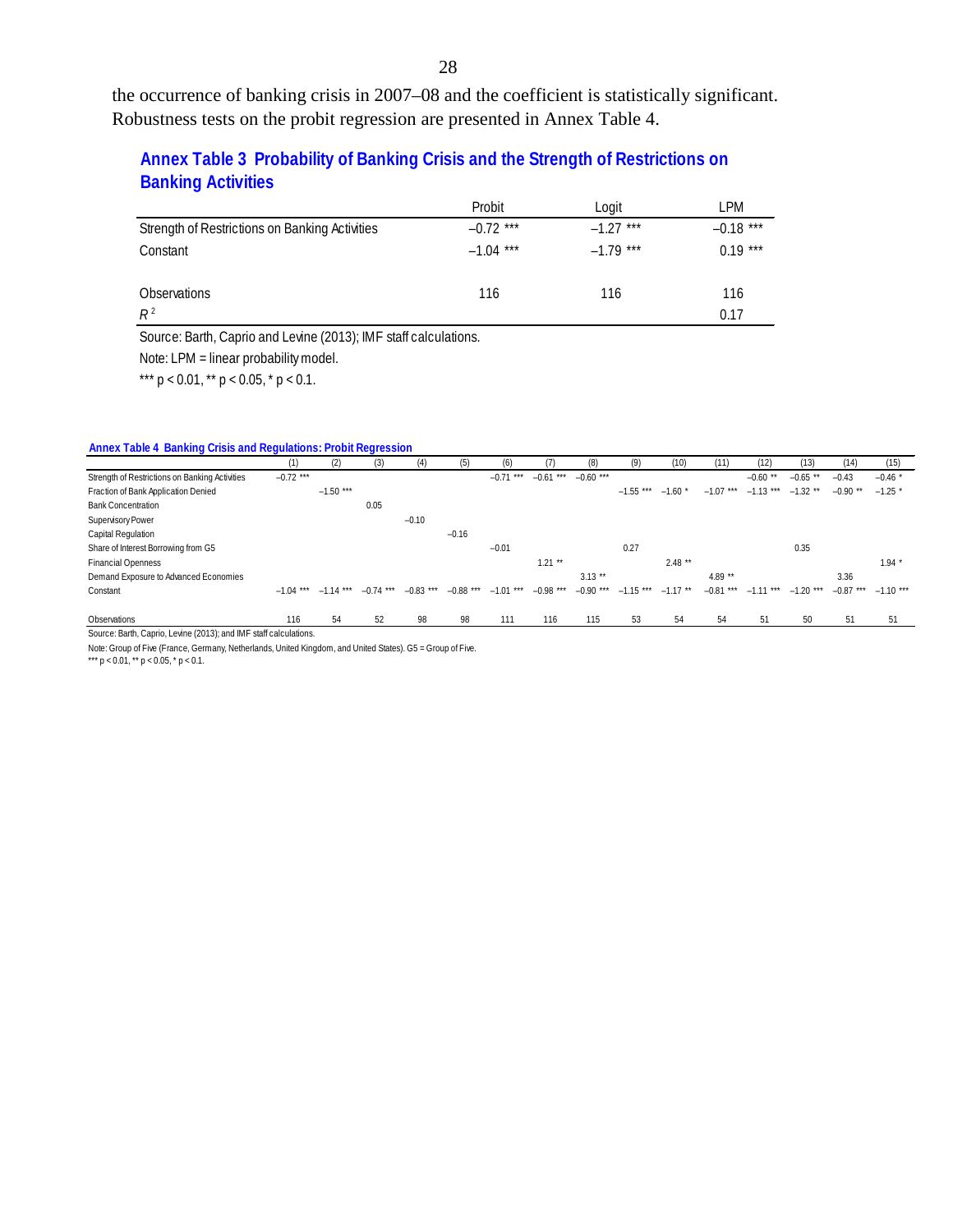the occurrence of banking crisis in 2007–08 and the coefficient is statistically significant. Robustness tests on the probit regression are presented in Annex Table 4.

## Annex Table 3 Probability of Banking Crisis and the Strength of Restrictions on Banking Activities

| | Probit | Logit | LPM |
|---|---|---|---|
| Strength of Restrictions on Banking Activities | –0.72 *** | –1.27 *** | –0.18 *** |
| Constant | –1.04 *** | –1.79 *** | 0.19 *** |
| | | | |
| Observations | 116 | 116 | 116 |
| $R^2$ | | | 0.17 |

Source: Barth, Caprio and Levine (2013); IMF staff calculations.

Note: LPM = linear probability model.

*** $p < 0.01$, ** $p < 0.05$, * $p < 0.1$.

### Annex Table 4 Banking Crisis and Regulations: Probit Regression

| | (1) | (2) | (3) | (4) | (5) | (6) | (7) | (8) | (9) | (10) | (11) | (12) | (13) | (14) | (15) |
|---|---|---|---|---|---|---|---|---|---|---|---|---|---|---|---|
| Strength of Restrictions on Banking Activities | –0.72 *** | | | | | –0.71 *** | –0.61 *** | –0.60 *** | | | | –0.60 ** | –0.65 ** | –0.43 | –0.46 * |
| Fraction of Bank Application Denied | | –1.50 *** | | | | | | | –1.55 *** | –1.60 * | –1.07 *** | –1.13 *** | –1.32 ** | –0.90 ** | –1.25 * |
| Bank Concentration | | | 0.05 | | | | | | | | | | | | |
| Supervisory Power | | | | –0.10 | | | | | | | | | | | |
| Capital Regulation | | | | | –0.16 | | | | | | | | | | |
| Share of Interest Borrowing from G5 | | | | | | –0.01 | | | 0.27 | | | | 0.35 | | |
| Financial Openness | | | | | | | 1.21 ** | | | 2.48 ** | | | | | 1.94 * |
| Demand Exposure to Advanced Economies | | | | | | | | 3.13 ** | | | 4.89 ** | | | 3.36 | |
| Constant | –1.04 *** | –1.14 *** | –0.74 *** | –0.83 *** | –0.88 *** | –1.01 *** | –0.98 *** | –0.90 *** | –1.15 *** | –1.17 ** | –0.81 *** | –1.11 *** | –1.20 *** | –0.87 *** | –1.10 *** |
| | | | | | | | | | | | | | | | |
| Observations | 116 | 54 | 52 | 98 | 98 | 111 | 116 | 115 | 53 | 54 | 54 | 51 | 50 | 51 | 51 |

Source: Barth, Caprio, Levine (2013); and IMF staff calculations.

Note: Group of Five (France, Germany, Netherlands, United Kingdom, and United States). G5 = Group of Five.

*** $p < 0.01$, ** $p < 0.05$, * $p < 0.1$.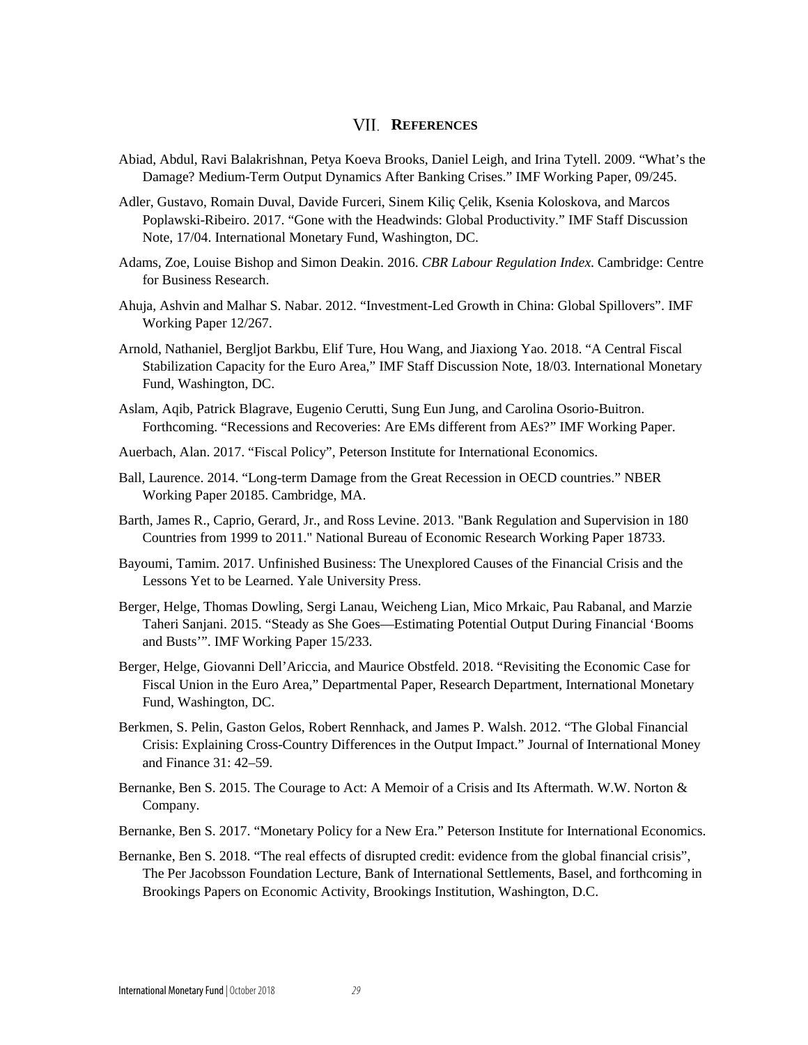## VII. REFERENCES

Abiad, Abdul, Ravi Balakrishnan, Petya Koeva Brooks, Daniel Leigh, and Irina Tytell. 2009. "What's the Damage? Medium-Term Output Dynamics After Banking Crises." IMF Working Paper, 09/245.

Adler, Gustavo, Romain Duval, Davide Furceri, Sinem Kiliç Çelik, Ksenia Koloskova, and Marcos Poplawski-Ribeiro. 2017. "Gone with the Headwinds: Global Productivity." IMF Staff Discussion Note, 17/04. International Monetary Fund, Washington, DC.

Adams, Zoe, Louise Bishop and Simon Deakin. 2016. *CBR Labour Regulation Index*. Cambridge: Centre for Business Research.

Ahuja, Ashvin and Malhar S. Nabar. 2012. "Investment-Led Growth in China: Global Spillovers". IMF Working Paper 12/267.

Arnold, Nathaniel, Bergljot Barkbu, Elif Ture, Hou Wang, and Jiaxiong Yao. 2018. "A Central Fiscal Stabilization Capacity for the Euro Area," IMF Staff Discussion Note, 18/03. International Monetary Fund, Washington, DC.

Aslam, Aqib, Patrick Blagrave, Eugenio Cerutti, Sung Eun Jung, and Carolina Osorio-Buitron. Forthcoming. "Recessions and Recoveries: Are EMs different from AEs?" IMF Working Paper.

Auerbach, Alan. 2017. "Fiscal Policy", Peterson Institute for International Economics.

Ball, Laurence. 2014. "Long-term Damage from the Great Recession in OECD countries." NBER Working Paper 20185. Cambridge, MA.

Barth, James R., Caprio, Gerard, Jr., and Ross Levine. 2013. "Bank Regulation and Supervision in 180 Countries from 1999 to 2011." National Bureau of Economic Research Working Paper 18733.

Bayoumi, Tamim. 2017. Unfinished Business: The Unexplored Causes of the Financial Crisis and the Lessons Yet to be Learned. Yale University Press.

Berger, Helge, Thomas Dowling, Sergi Lanau, Weicheng Lian, Mico Mrkaic, Pau Rabanal, and Marzie Taheri Sanjani. 2015. "Steady as She Goes—Estimating Potential Output During Financial 'Booms and Busts'". IMF Working Paper 15/233.

Berger, Helge, Giovanni Dell'Ariccia, and Maurice Obstfeld. 2018. "Revisiting the Economic Case for Fiscal Union in the Euro Area," Departmental Paper, Research Department, International Monetary Fund, Washington, DC.

Berkmen, S. Pelin, Gaston Gelos, Robert Rennhack, and James P. Walsh. 2012. "The Global Financial Crisis: Explaining Cross-Country Differences in the Output Impact." Journal of International Money and Finance 31: 42–59.

Bernanke, Ben S. 2015. The Courage to Act: A Memoir of a Crisis and Its Aftermath. W.W. Norton & Company.

Bernanke, Ben S. 2017. "Monetary Policy for a New Era." Peterson Institute for International Economics.

Bernanke, Ben S. 2018. "The real effects of disrupted credit: evidence from the global financial crisis", The Per Jacobsson Foundation Lecture, Bank of International Settlements, Basel, and forthcoming in Brookings Papers on Economic Activity, Brookings Institution, Washington, D.C.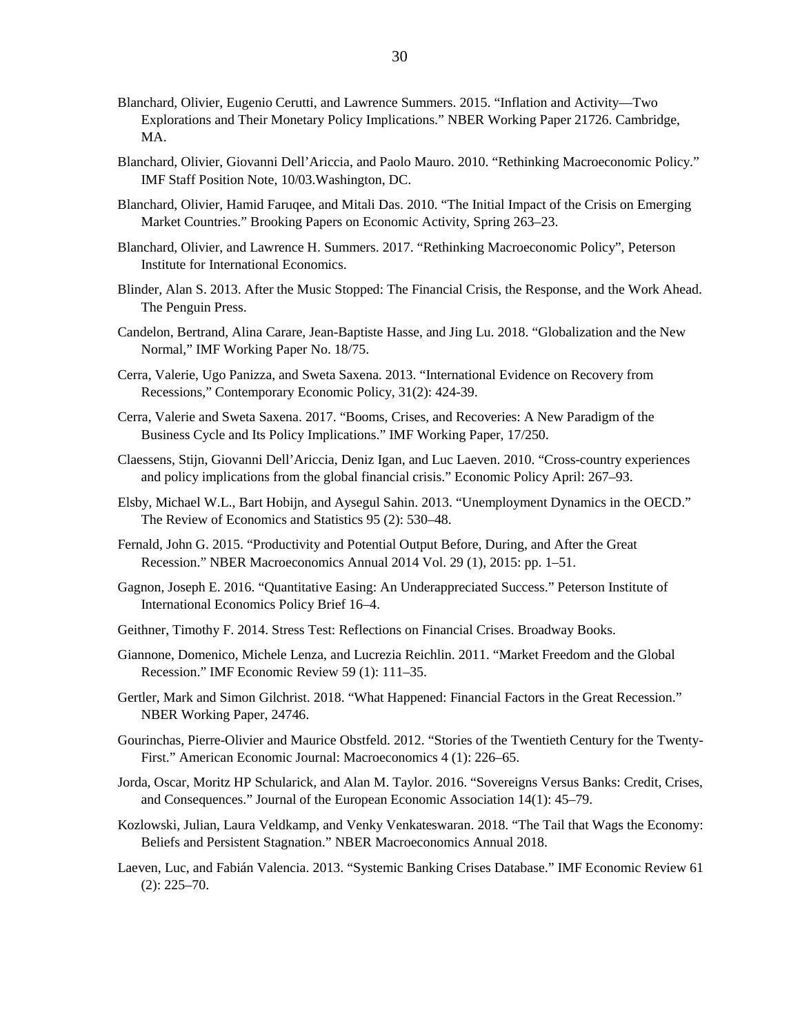Blanchard, Olivier, Eugenio Cerutti, and Lawrence Summers. 2015. "Inflation and Activity—Two Explorations and Their Monetary Policy Implications." NBER Working Paper 21726. Cambridge, MA.

Blanchard, Olivier, Giovanni Dell'Ariccia, and Paolo Mauro. 2010. "Rethinking Macroeconomic Policy." IMF Staff Position Note, 10/03.Washington, DC.

Blanchard, Olivier, Hamid Faruqee, and Mitali Das. 2010. "The Initial Impact of the Crisis on Emerging Market Countries." Brooking Papers on Economic Activity, Spring 263–23.

Blanchard, Olivier, and Lawrence H. Summers. 2017. "Rethinking Macroeconomic Policy", Peterson Institute for International Economics.

Blinder, Alan S. 2013. After the Music Stopped: The Financial Crisis, the Response, and the Work Ahead. The Penguin Press.

Candelon, Bertrand, Alina Carare, Jean-Baptiste Hasse, and Jing Lu. 2018. "Globalization and the New Normal," IMF Working Paper No. 18/75.

Cerra, Valerie, Ugo Panizza, and Sweta Saxena. 2013. "International Evidence on Recovery from Recessions," Contemporary Economic Policy, 31(2): 424-39.

Cerra, Valerie and Sweta Saxena. 2017. "Booms, Crises, and Recoveries: A New Paradigm of the Business Cycle and Its Policy Implications." IMF Working Paper, 17/250.

Claessens, Stijn, Giovanni Dell'Ariccia, Deniz Igan, and Luc Laeven. 2010. "Cross-country experiences and policy implications from the global financial crisis." Economic Policy April: 267–93.

Elsby, Michael W.L., Bart Hobijn, and Aysegul Sahin. 2013. "Unemployment Dynamics in the OECD." The Review of Economics and Statistics 95 (2): 530–48.

Fernald, John G. 2015. "Productivity and Potential Output Before, During, and After the Great Recession." NBER Macroeconomics Annual 2014 Vol. 29 (1), 2015: pp. 1–51.

Gagnon, Joseph E. 2016. "Quantitative Easing: An Underappreciated Success." Peterson Institute of International Economics Policy Brief 16–4.

Geithner, Timothy F. 2014. Stress Test: Reflections on Financial Crises. Broadway Books.

Giannone, Domenico, Michele Lenza, and Lucrezia Reichlin. 2011. "Market Freedom and the Global Recession." IMF Economic Review 59 (1): 111–35.

Gertler, Mark and Simon Gilchrist. 2018. "What Happened: Financial Factors in the Great Recession." NBER Working Paper, 24746.

Gourinchas, Pierre-Olivier and Maurice Obstfeld. 2012. "Stories of the Twentieth Century for the Twenty-First." American Economic Journal: Macroeconomics 4 (1): 226–65.

Jorda, Oscar, Moritz HP Schularick, and Alan M. Taylor. 2016. "Sovereigns Versus Banks: Credit, Crises, and Consequences." Journal of the European Economic Association 14(1): 45–79.

Kozlowski, Julian, Laura Veldkamp, and Venky Venkateswaran. 2018. "The Tail that Wags the Economy: Beliefs and Persistent Stagnation." NBER Macroeconomics Annual 2018.

Laeven, Luc, and Fabián Valencia. 2013. "Systemic Banking Crises Database." IMF Economic Review 61 (2): 225–70.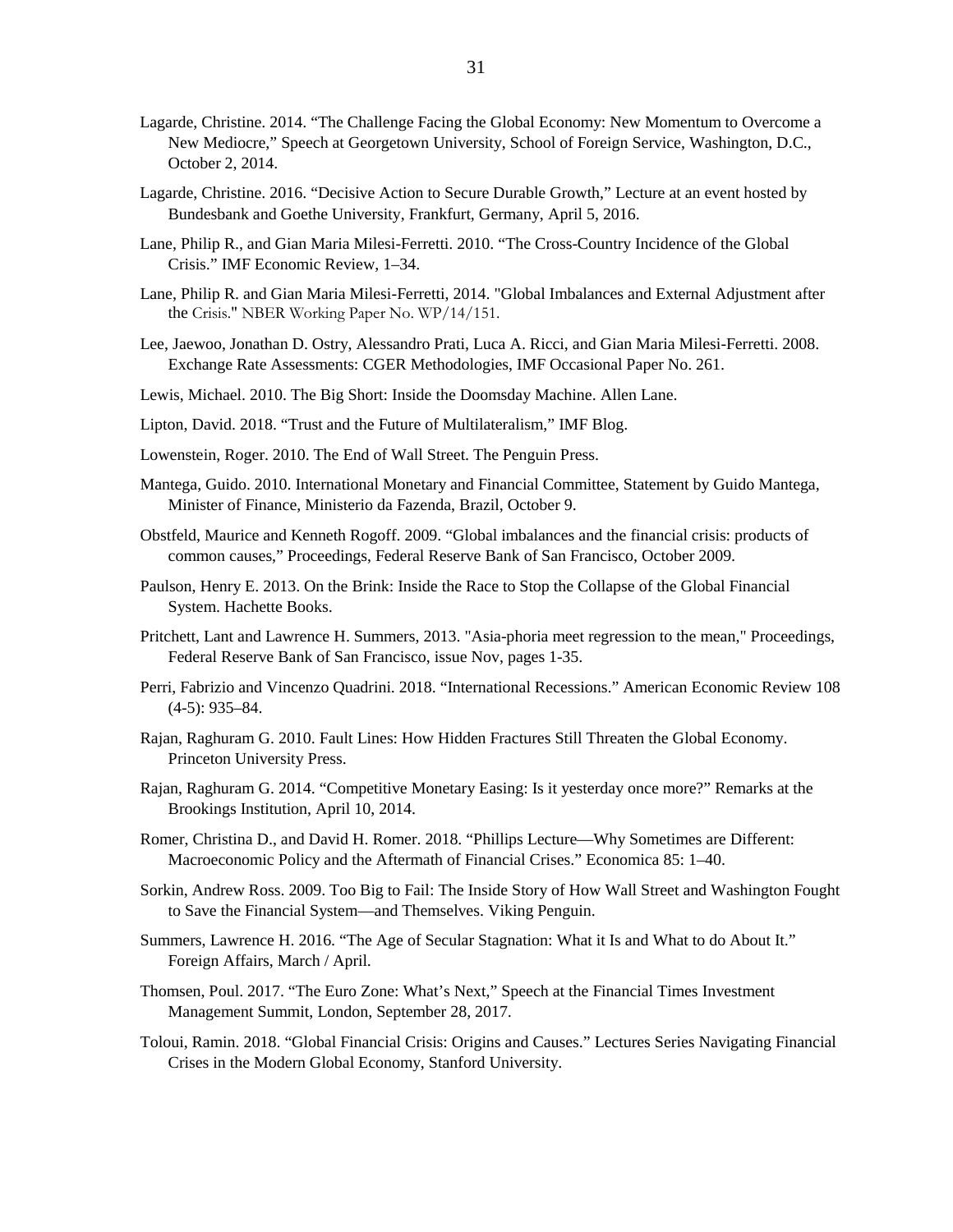Lagarde, Christine. 2014. “The Challenge Facing the Global Economy: New Momentum to Overcome a New Mediocre,” Speech at Georgetown University, School of Foreign Service, Washington, D.C., October 2, 2014.

Lagarde, Christine. 2016. “Decisive Action to Secure Durable Growth,” Lecture at an event hosted by Bundesbank and Goethe University, Frankfurt, Germany, April 5, 2016.

Lane, Philip R., and Gian Maria Milesi-Ferretti. 2010. “The Cross-Country Incidence of the Global Crisis.” IMF Economic Review, 1–34.

Lane, Philip R. and Gian Maria Milesi-Ferretti, 2014. "Global Imbalances and External Adjustment after the Crisis." NBER Working Paper No. WP/14/151.

Lee, Jaewoo, Jonathan D. Ostry, Alessandro Prati, Luca A. Ricci, and Gian Maria Milesi-Ferretti. 2008. Exchange Rate Assessments: CGER Methodologies, IMF Occasional Paper No. 261.

Lewis, Michael. 2010. The Big Short: Inside the Doomsday Machine. Allen Lane.

Lipton, David. 2018. “Trust and the Future of Multilateralism,” IMF Blog.

Lowenstein, Roger. 2010. The End of Wall Street. The Penguin Press.

Mantega, Guido. 2010. International Monetary and Financial Committee, Statement by Guido Mantega, Minister of Finance, Ministerio da Fazenda, Brazil, October 9.

Obstfeld, Maurice and Kenneth Rogoff. 2009. “Global imbalances and the financial crisis: products of common causes,” Proceedings, Federal Reserve Bank of San Francisco, October 2009.

Paulson, Henry E. 2013. On the Brink: Inside the Race to Stop the Collapse of the Global Financial System. Hachette Books.

Pritchett, Lant and Lawrence H. Summers, 2013. "Asia-phoria meet regression to the mean," Proceedings, Federal Reserve Bank of San Francisco, issue Nov, pages 1-35.

Perri, Fabrizio and Vincenzo Quadrini. 2018. “International Recessions.” American Economic Review 108 (4-5): 935–84.

Rajan, Raghuram G. 2010. Fault Lines: How Hidden Fractures Still Threaten the Global Economy. Princeton University Press.

Rajan, Raghuram G. 2014. “Competitive Monetary Easing: Is it yesterday once more?” Remarks at the Brookings Institution, April 10, 2014.

Romer, Christina D., and David H. Romer. 2018. “Phillips Lecture—Why Sometimes are Different: Macroeconomic Policy and the Aftermath of Financial Crises.” Economica 85: 1–40.

Sorkin, Andrew Ross. 2009. Too Big to Fail: The Inside Story of How Wall Street and Washington Fought to Save the Financial System—and Themselves. Viking Penguin.

Summers, Lawrence H. 2016. “The Age of Secular Stagnation: What it Is and What to do About It.” Foreign Affairs, March / April.

Thomsen, Poul. 2017. “The Euro Zone: What’s Next,” Speech at the Financial Times Investment Management Summit, London, September 28, 2017.

Toloui, Ramin. 2018. “Global Financial Crisis: Origins and Causes.” Lectures Series Navigating Financial Crises in the Modern Global Economy, Stanford University.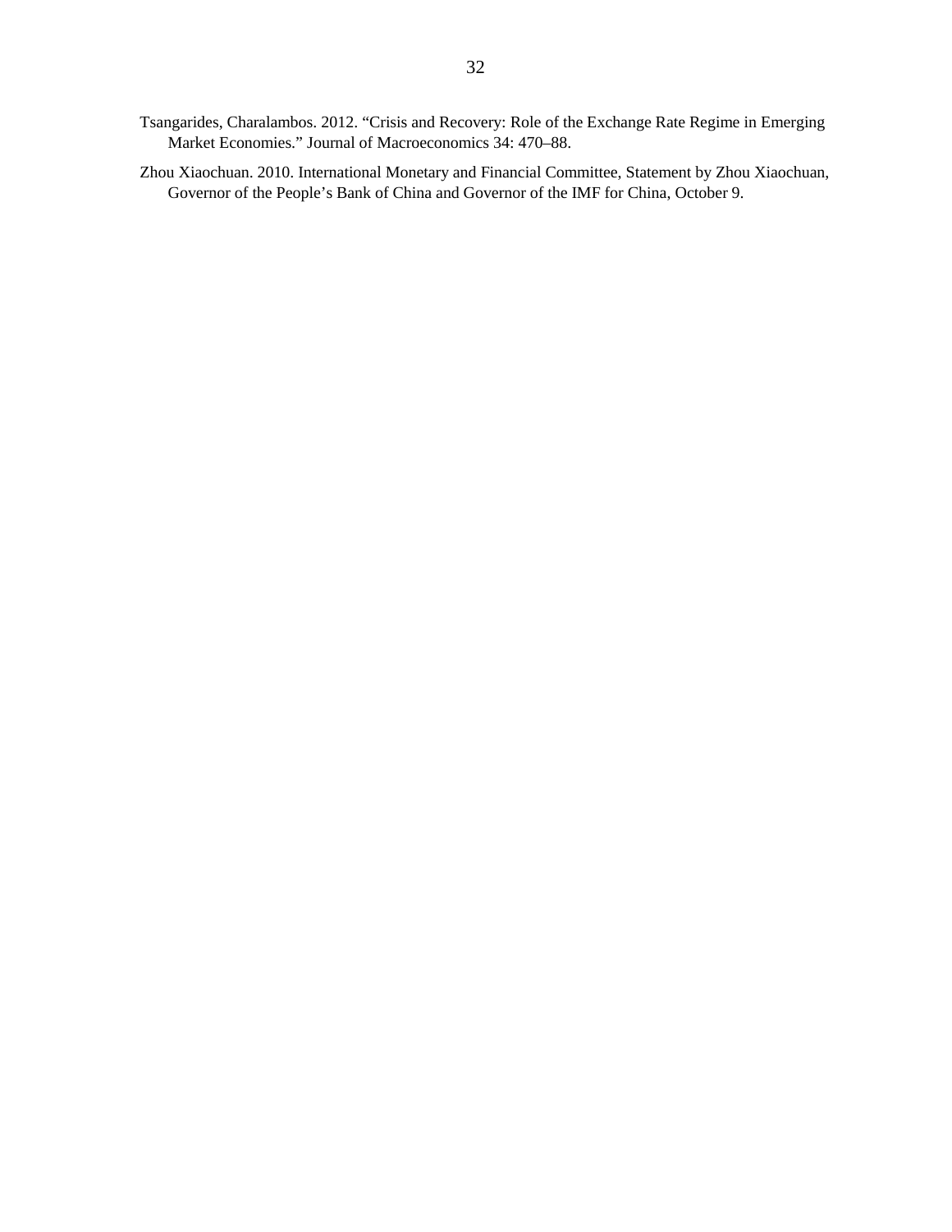Tsangarides, Charalambos. 2012. "Crisis and Recovery: Role of the Exchange Rate Regime in Emerging Market Economies." Journal of Macroeconomics 34: 470–88.

Zhou Xiaochuan. 2010. International Monetary and Financial Committee, Statement by Zhou Xiaochuan, Governor of the People's Bank of China and Governor of the IMF for China, October 9.